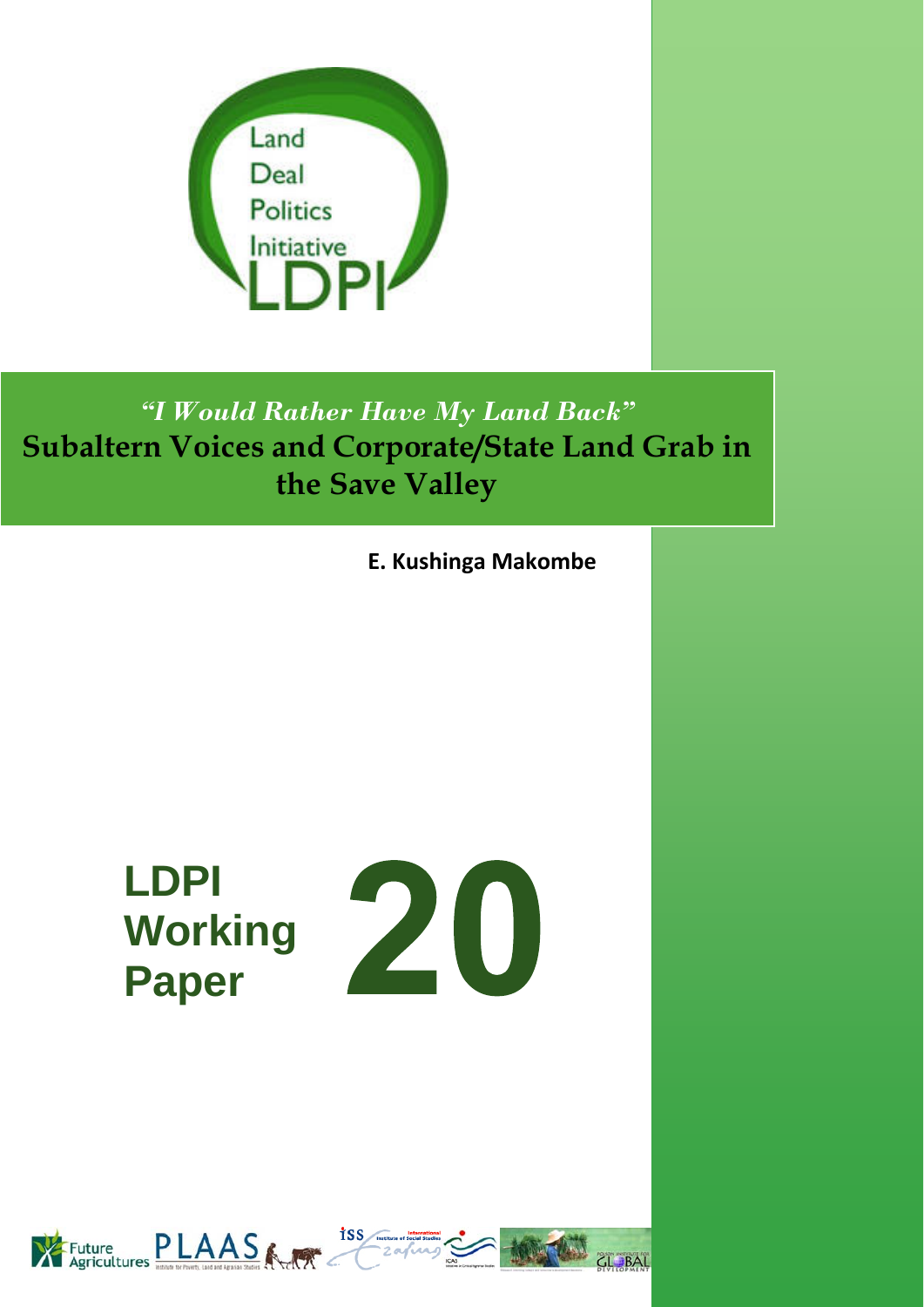Land
Deal
Politics
Initiative
LDPI

# *"I Would Rather Have My Land Back"*
# Subaltern Voices and Corporate/State Land Grab in the Save Valley

**E. Kushinga Makombe**

**LDPI Working Paper 20**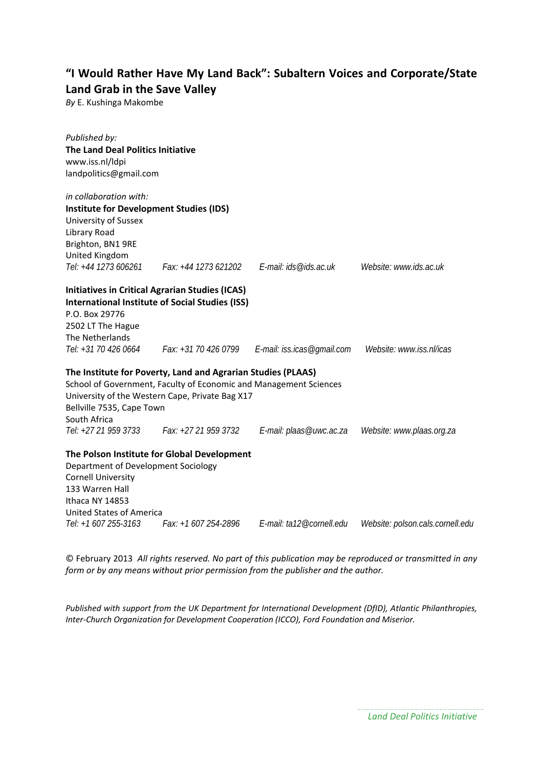## "I Would Rather Have My Land Back": Subaltern Voices and Corporate/State Land Grab in the Save Valley

*By* E. Kushinga Makombe

*Published by:*
**The Land Deal Politics Initiative**
www.iss.nl/ldpi
landpolitics@gmail.com

*in collaboration with:*
**Institute for Development Studies (IDS)**
University of Sussex
Library Road
Brighton, BN1 9RE
United Kingdom
*Tel: +44 1273 606261 Fax: +44 1273 621202 E-mail: ids@ids.ac.uk Website: www.ids.ac.uk*

**Initiatives in Critical Agrarian Studies (ICAS)**
**International Institute of Social Studies (ISS)**
P.O. Box 29776
2502 LT The Hague
The Netherlands
*Tel: +31 70 426 0664 Fax: +31 70 426 0799 E-mail: iss.icas@gmail.com Website: www.iss.nl/icas*

**The Institute for Poverty, Land and Agrarian Studies (PLAAS)**
School of Government, Faculty of Economic and Management Sciences
University of the Western Cape, Private Bag X17
Bellville 7535, Cape Town
South Africa
*Tel: +27 21 959 3733 Fax: +27 21 959 3732 E-mail: plaas@uwc.ac.za Website: www.plaas.org.za*

**The Polson Institute for Global Development**
Department of Development Sociology
Cornell University
133 Warren Hall
Ithaca NY 14853
United States of America
*Tel: +1 607 255-3163 Fax: +1 607 254-2896 E-mail: ta12@cornell.edu Website: polson.cals.cornell.edu*

© February 2013 *All rights reserved. No part of this publication may be reproduced or transmitted in any form or by any means without prior permission from the publisher and the author.*

*Published with support from the UK Department for International Development (DfID), Atlantic Philanthropies, Inter-Church Organization for Development Cooperation (ICCO), Ford Foundation and Miserior.*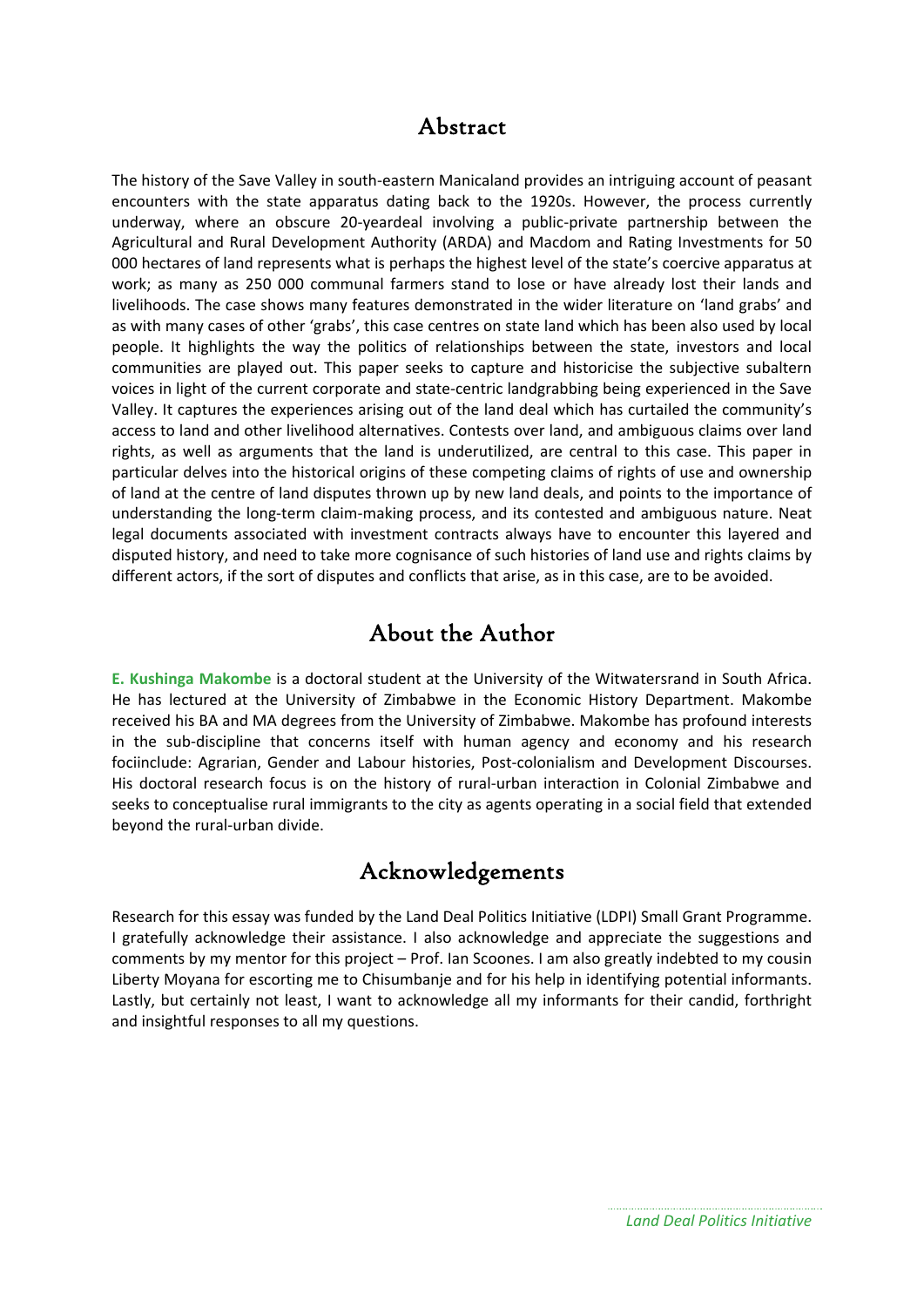## Abstract

The history of the Save Valley in south-eastern Manicaland provides an intriguing account of peasant encounters with the state apparatus dating back to the 1920s. However, the process currently underway, where an obscure 20-yeardeal involving a public-private partnership between the Agricultural and Rural Development Authority (ARDA) and Macdom and Rating Investments for 50 000 hectares of land represents what is perhaps the highest level of the state's coercive apparatus at work; as many as 250 000 communal farmers stand to lose or have already lost their lands and livelihoods. The case shows many features demonstrated in the wider literature on 'land grabs' and as with many cases of other 'grabs', this case centres on state land which has been also used by local people. It highlights the way the politics of relationships between the state, investors and local communities are played out. This paper seeks to capture and historicise the subjective subaltern voices in light of the current corporate and state-centric landgrabbing being experienced in the Save Valley. It captures the experiences arising out of the land deal which has curtailed the community's access to land and other livelihood alternatives. Contests over land, and ambiguous claims over land rights, as well as arguments that the land is underutilized, are central to this case. This paper in particular delves into the historical origins of these competing claims of rights of use and ownership of land at the centre of land disputes thrown up by new land deals, and points to the importance of understanding the long-term claim-making process, and its contested and ambiguous nature. Neat legal documents associated with investment contracts always have to encounter this layered and disputed history, and need to take more cognisance of such histories of land use and rights claims by different actors, if the sort of disputes and conflicts that arise, as in this case, are to be avoided.

## About the Author

**E. Kushinga Makombe** is a doctoral student at the University of the Witwatersrand in South Africa. He has lectured at the University of Zimbabwe in the Economic History Department. Makombe received his BA and MA degrees from the University of Zimbabwe. Makombe has profound interests in the sub-discipline that concerns itself with human agency and economy and his research fociinclude: Agrarian, Gender and Labour histories, Post-colonialism and Development Discourses. His doctoral research focus is on the history of rural-urban interaction in Colonial Zimbabwe and seeks to conceptualise rural immigrants to the city as agents operating in a social field that extended beyond the rural-urban divide.

## Acknowledgements

Research for this essay was funded by the Land Deal Politics Initiative (LDPI) Small Grant Programme. I gratefully acknowledge their assistance. I also acknowledge and appreciate the suggestions and comments by my mentor for this project – Prof. Ian Scoones. I am also greatly indebted to my cousin Liberty Moyana for escorting me to Chisumbanje and for his help in identifying potential informants. Lastly, but certainly not least, I want to acknowledge all my informants for their candid, forthright and insightful responses to all my questions.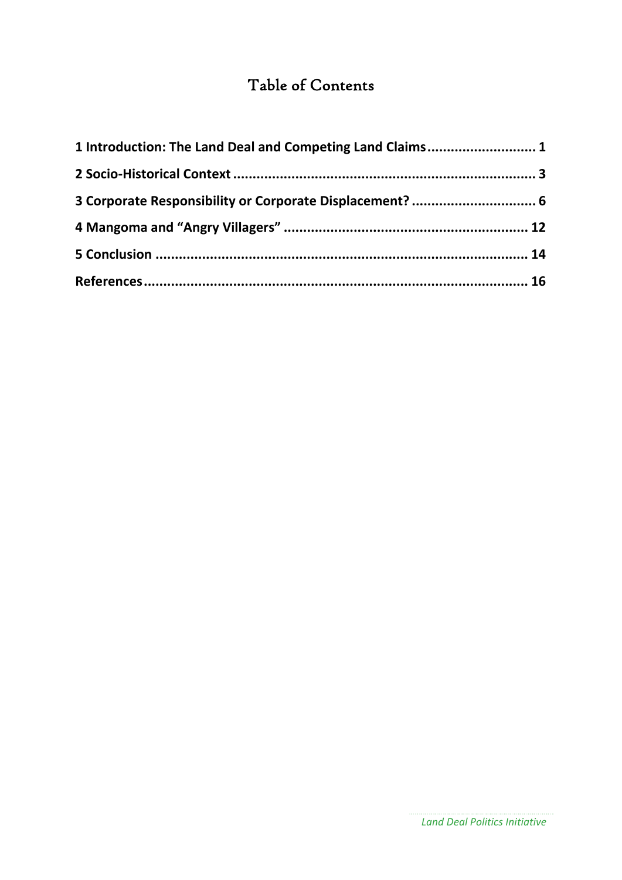# Table of Contents

1 Introduction: The Land Deal and Competing Land Claims ........................... 1

2 Socio-Historical Context ............................................................................ 3

3 Corporate Responsibility or Corporate Displacement? ............................... 6

4 Mangoma and "Angry Villagers" .............................................................. 12

5 Conclusion ............................................................................................... 14

References .................................................................................................. 16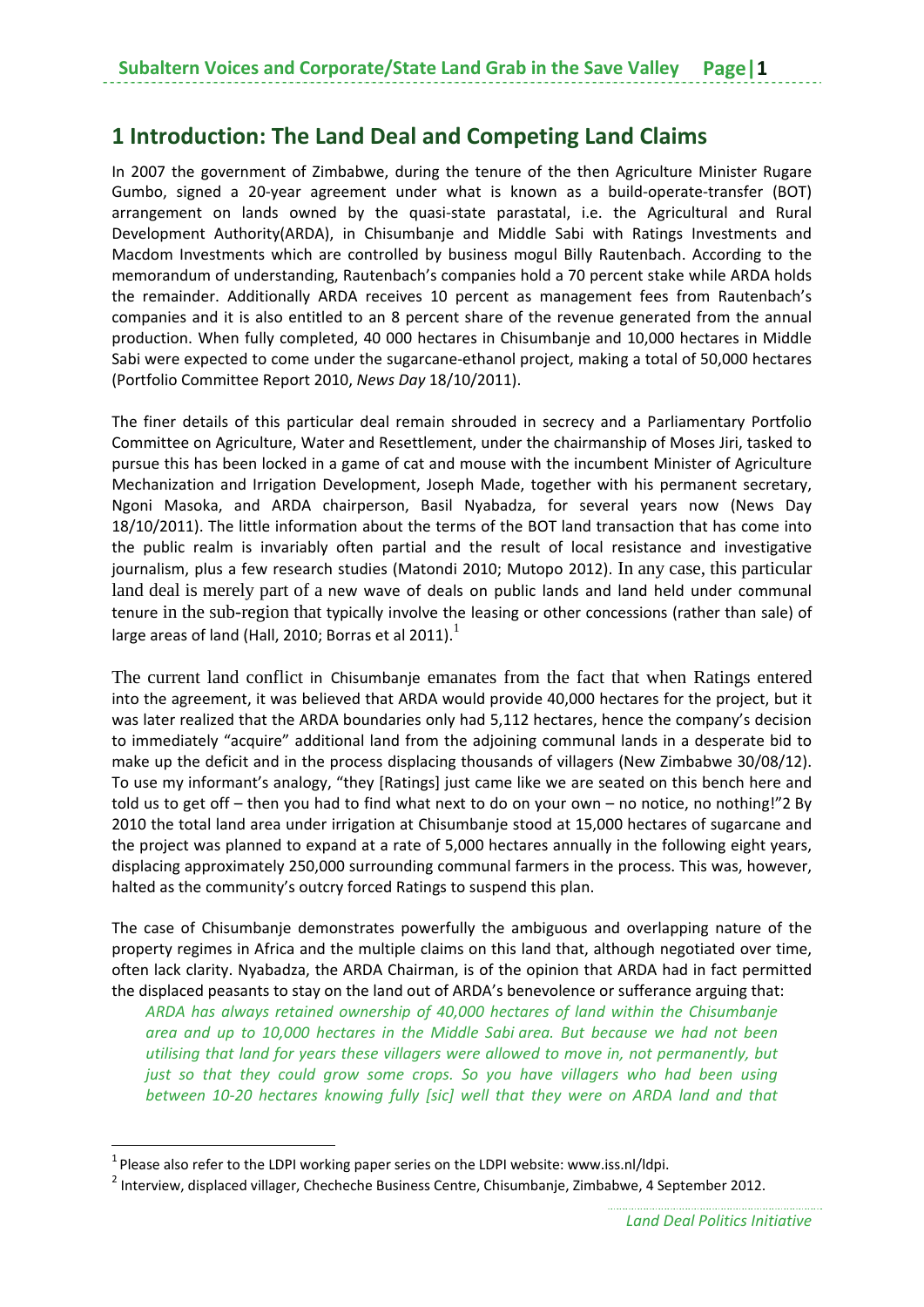# 1 Introduction: The Land Deal and Competing Land Claims

In 2007 the government of Zimbabwe, during the tenure of the then Agriculture Minister Rugare Gumbo, signed a 20-year agreement under what is known as a build-operate-transfer (BOT) arrangement on lands owned by the quasi-state parastatal, i.e. the Agricultural and Rural Development Authority(ARDA), in Chisumbanje and Middle Sabi with Ratings Investments and Macdom Investments which are controlled by business mogul Billy Rautenbach. According to the memorandum of understanding, Rautenbach's companies hold a 70 percent stake while ARDA holds the remainder. Additionally ARDA receives 10 percent as management fees from Rautenbach's companies and it is also entitled to an 8 percent share of the revenue generated from the annual production. When fully completed, 40 000 hectares in Chisumbanje and 10,000 hectares in Middle Sabi were expected to come under the sugarcane-ethanol project, making a total of 50,000 hectares (Portfolio Committee Report 2010, *News Day* 18/10/2011).

The finer details of this particular deal remain shrouded in secrecy and a Parliamentary Portfolio Committee on Agriculture, Water and Resettlement, under the chairmanship of Moses Jiri, tasked to pursue this has been locked in a game of cat and mouse with the incumbent Minister of Agriculture Mechanization and Irrigation Development, Joseph Made, together with his permanent secretary, Ngoni Masoka, and ARDA chairperson, Basil Nyabadza, for several years now (News Day 18/10/2011). The little information about the terms of the BOT land transaction that has come into the public realm is invariably often partial and the result of local resistance and investigative journalism, plus a few research studies (Matondi 2010; Mutopo 2012). In any case, this particular land deal is merely part of a new wave of deals on public lands and land held under communal tenure in the sub-region that typically involve the leasing or other concessions (rather than sale) of large areas of land (Hall, 2010; Borras et al 2011).[1]

The current land conflict in Chisumbanje emanates from the fact that when Ratings entered into the agreement, it was believed that ARDA would provide 40,000 hectares for the project, but it was later realized that the ARDA boundaries only had 5,112 hectares, hence the company's decision to immediately "acquire" additional land from the adjoining communal lands in a desperate bid to make up the deficit and in the process displacing thousands of villagers (New Zimbabwe 30/08/12). To use my informant's analogy, "they [Ratings] just came like we are seated on this bench here and told us to get off – then you had to find what next to do on your own – no notice, no nothing!"[2] By 2010 the total land area under irrigation at Chisumbanje stood at 15,000 hectares of sugarcane and the project was planned to expand at a rate of 5,000 hectares annually in the following eight years, displacing approximately 250,000 surrounding communal farmers in the process. This was, however, halted as the community's outcry forced Ratings to suspend this plan.

The case of Chisumbanje demonstrates powerfully the ambiguous and overlapping nature of the property regimes in Africa and the multiple claims on this land that, although negotiated over time, often lack clarity. Nyabadza, the ARDA Chairman, is of the opinion that ARDA had in fact permitted the displaced peasants to stay on the land out of ARDA's benevolence or sufferance arguing that:

> *ARDA has always retained ownership of 40,000 hectares of land within the Chisumbanje area and up to 10,000 hectares in the Middle Sabi area. But because we had not been utilising that land for years these villagers were allowed to move in, not permanently, but just so that they could grow some crops. So you have villagers who had been using between 10-20 hectares knowing fully [sic] well that they were on ARDA land and that*

[1] Please also refer to the LDPI working paper series on the LDPI website: www.iss.nl/ldpi.

[2] Interview, displaced villager, Checheche Business Centre, Chisumbanje, Zimbabwe, 4 September 2012.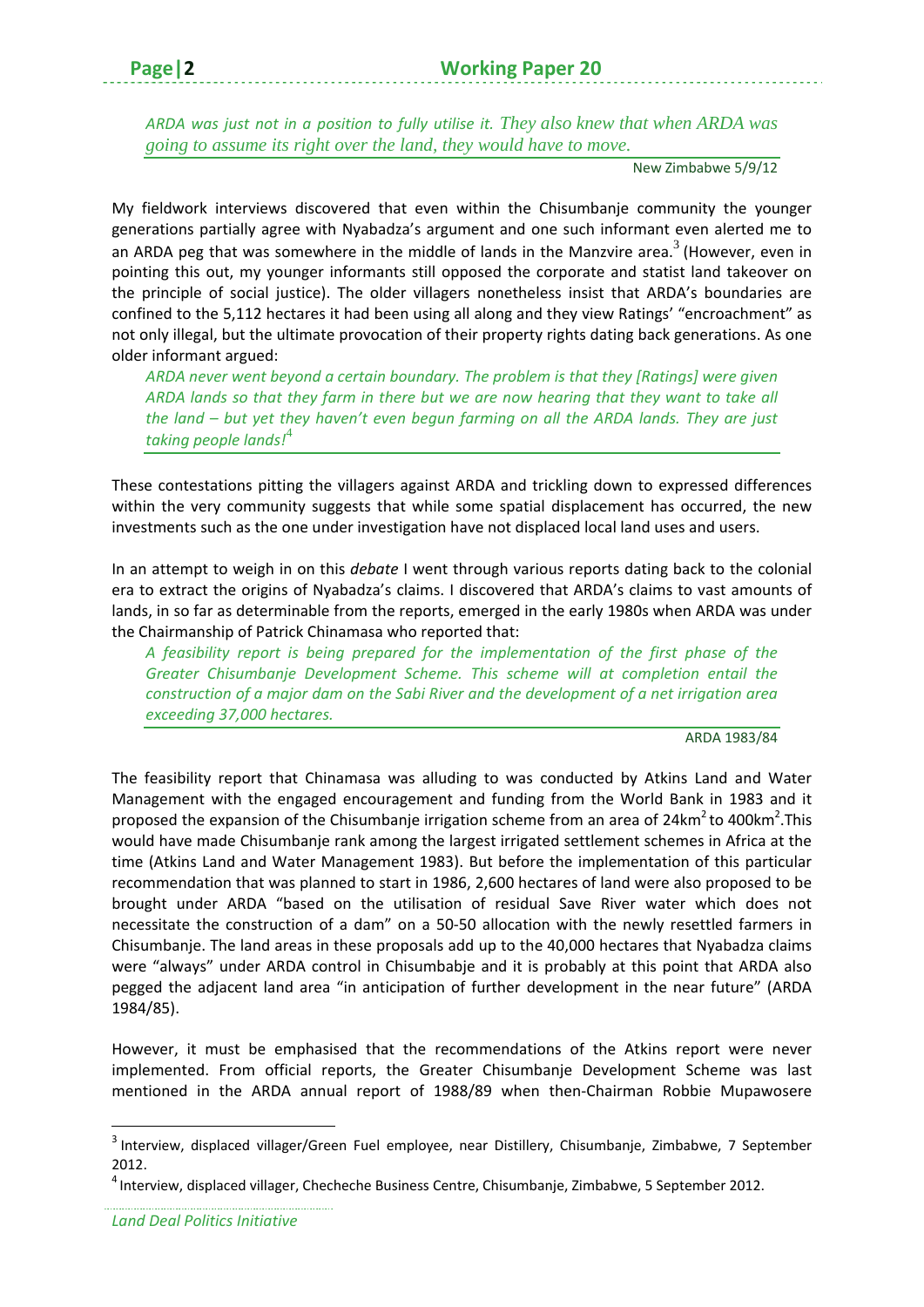*ARDA was just not in a position to fully utilise it. They also knew that when ARDA was going to assume its right over the land, they would have to move.*

New Zimbabwe 5/9/12

My fieldwork interviews discovered that even within the Chisumbanje community the younger generations partially agree with Nyabadza's argument and one such informant even alerted me to an ARDA peg that was somewhere in the middle of lands in the Manzvire area.[3] (However, even in pointing this out, my younger informants still opposed the corporate and statist land takeover on the principle of social justice). The older villagers nonetheless insist that ARDA's boundaries are confined to the 5,112 hectares it had been using all along and they view Ratings' "encroachment" as not only illegal, but the ultimate provocation of their property rights dating back generations. As one older informant argued:

*ARDA never went beyond a certain boundary. The problem is that they [Ratings] were given ARDA lands so that they farm in there but we are now hearing that they want to take all the land – but yet they haven't even begun farming on all the ARDA lands. They are just taking people lands!*[4]

These contestations pitting the villagers against ARDA and trickling down to expressed differences within the very community suggests that while some spatial displacement has occurred, the new investments such as the one under investigation have not displaced local land uses and users.

In an attempt to weigh in on this *debate* I went through various reports dating back to the colonial era to extract the origins of Nyabadza's claims. I discovered that ARDA's claims to vast amounts of lands, in so far as determinable from the reports, emerged in the early 1980s when ARDA was under the Chairmanship of Patrick Chinamasa who reported that:

*A feasibility report is being prepared for the implementation of the first phase of the Greater Chisumbanje Development Scheme. This scheme will at completion entail the construction of a major dam on the Sabi River and the development of a net irrigation area exceeding 37,000 hectares.*

ARDA 1983/84

The feasibility report that Chinamasa was alluding to was conducted by Atkins Land and Water Management with the engaged encouragement and funding from the World Bank in 1983 and it proposed the expansion of the Chisumbanje irrigation scheme from an area of 24km$^2$ to 400km$^2$.This would have made Chisumbanje rank among the largest irrigated settlement schemes in Africa at the time (Atkins Land and Water Management 1983). But before the implementation of this particular recommendation that was planned to start in 1986, 2,600 hectares of land were also proposed to be brought under ARDA "based on the utilisation of residual Save River water which does not necessitate the construction of a dam" on a 50-50 allocation with the newly resettled farmers in Chisumbanje. The land areas in these proposals add up to the 40,000 hectares that Nyabadza claims were "always" under ARDA control in Chisumbabje and it is probably at this point that ARDA also pegged the adjacent land area "in anticipation of further development in the near future" (ARDA 1984/85).

However, it must be emphasised that the recommendations of the Atkins report were never implemented. From official reports, the Greater Chisumbanje Development Scheme was last mentioned in the ARDA annual report of 1988/89 when then-Chairman Robbie Mupawosere

---

[3] Interview, displaced villager/Green Fuel employee, near Distillery, Chisumbanje, Zimbabwe, 7 September 2012.

[4] Interview, displaced villager, Checheche Business Centre, Chisumbanje, Zimbabwe, 5 September 2012.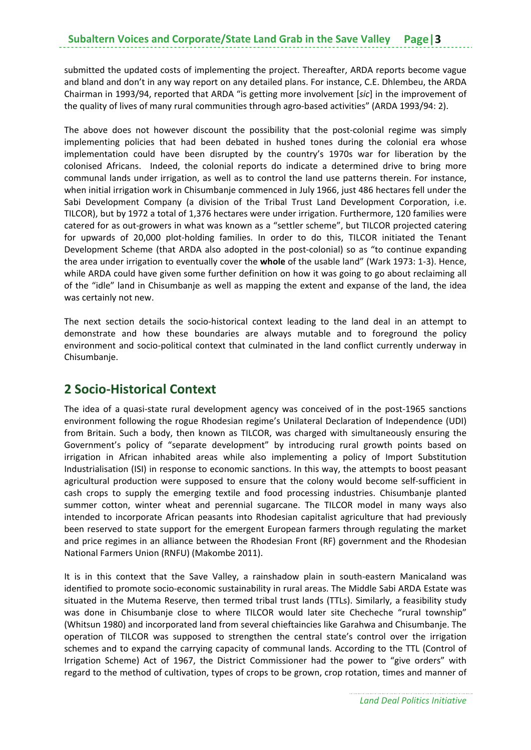submitted the updated costs of implementing the project. Thereafter, ARDA reports become vague and bland and don't in any way report on any detailed plans. For instance, C.E. Dhlembeu, the ARDA Chairman in 1993/94, reported that ARDA "is getting more involvement [*sic*] in the improvement of the quality of lives of many rural communities through agro-based activities" (ARDA 1993/94: 2).

The above does not however discount the possibility that the post-colonial regime was simply implementing policies that had been debated in hushed tones during the colonial era whose implementation could have been disrupted by the country's 1970s war for liberation by the colonised Africans. Indeed, the colonial reports do indicate a determined drive to bring more communal lands under irrigation, as well as to control the land use patterns therein. For instance, when initial irrigation work in Chisumbanje commenced in July 1966, just 486 hectares fell under the Sabi Development Company (a division of the Tribal Trust Land Development Corporation, i.e. TILCOR), but by 1972 a total of 1,376 hectares were under irrigation. Furthermore, 120 families were catered for as out-growers in what was known as a "settler scheme", but TILCOR projected catering for upwards of 20,000 plot-holding families. In order to do this, TILCOR initiated the Tenant Development Scheme (that ARDA also adopted in the post-colonial) so as "to continue expanding the area under irrigation to eventually cover the **whole** of the usable land" (Wark 1973: 1-3). Hence, while ARDA could have given some further definition on how it was going to go about reclaiming all of the "idle" land in Chisumbanje as well as mapping the extent and expanse of the land, the idea was certainly not new.

The next section details the socio-historical context leading to the land deal in an attempt to demonstrate and how these boundaries are always mutable and to foreground the policy environment and socio-political context that culminated in the land conflict currently underway in Chisumbanje.

## 2 Socio-Historical Context

The idea of a quasi-state rural development agency was conceived of in the post-1965 sanctions environment following the rogue Rhodesian regime's Unilateral Declaration of Independence (UDI) from Britain. Such a body, then known as TILCOR, was charged with simultaneously ensuring the Government's policy of "separate development" by introducing rural growth points based on irrigation in African inhabited areas while also implementing a policy of Import Substitution Industrialisation (ISI) in response to economic sanctions. In this way, the attempts to boost peasant agricultural production were supposed to ensure that the colony would become self-sufficient in cash crops to supply the emerging textile and food processing industries. Chisumbanje planted summer cotton, winter wheat and perennial sugarcane. The TILCOR model in many ways also intended to incorporate African peasants into Rhodesian capitalist agriculture that had previously been reserved to state support for the emergent European farmers through regulating the market and price regimes in an alliance between the Rhodesian Front (RF) government and the Rhodesian National Farmers Union (RNFU) (Makombe 2011).

It is in this context that the Save Valley, a rainshadow plain in south-eastern Manicaland was identified to promote socio-economic sustainability in rural areas. The Middle Sabi ARDA Estate was situated in the Mutema Reserve, then termed tribal trust lands (TTLs). Similarly, a feasibility study was done in Chisumbanje close to where TILCOR would later site Checheche "rural township" (Whitsun 1980) and incorporated land from several chieftaincies like Garahwa and Chisumbanje. The operation of TILCOR was supposed to strengthen the central state's control over the irrigation schemes and to expand the carrying capacity of communal lands. According to the TTL (Control of Irrigation Scheme) Act of 1967, the District Commissioner had the power to "give orders" with regard to the method of cultivation, types of crops to be grown, crop rotation, times and manner of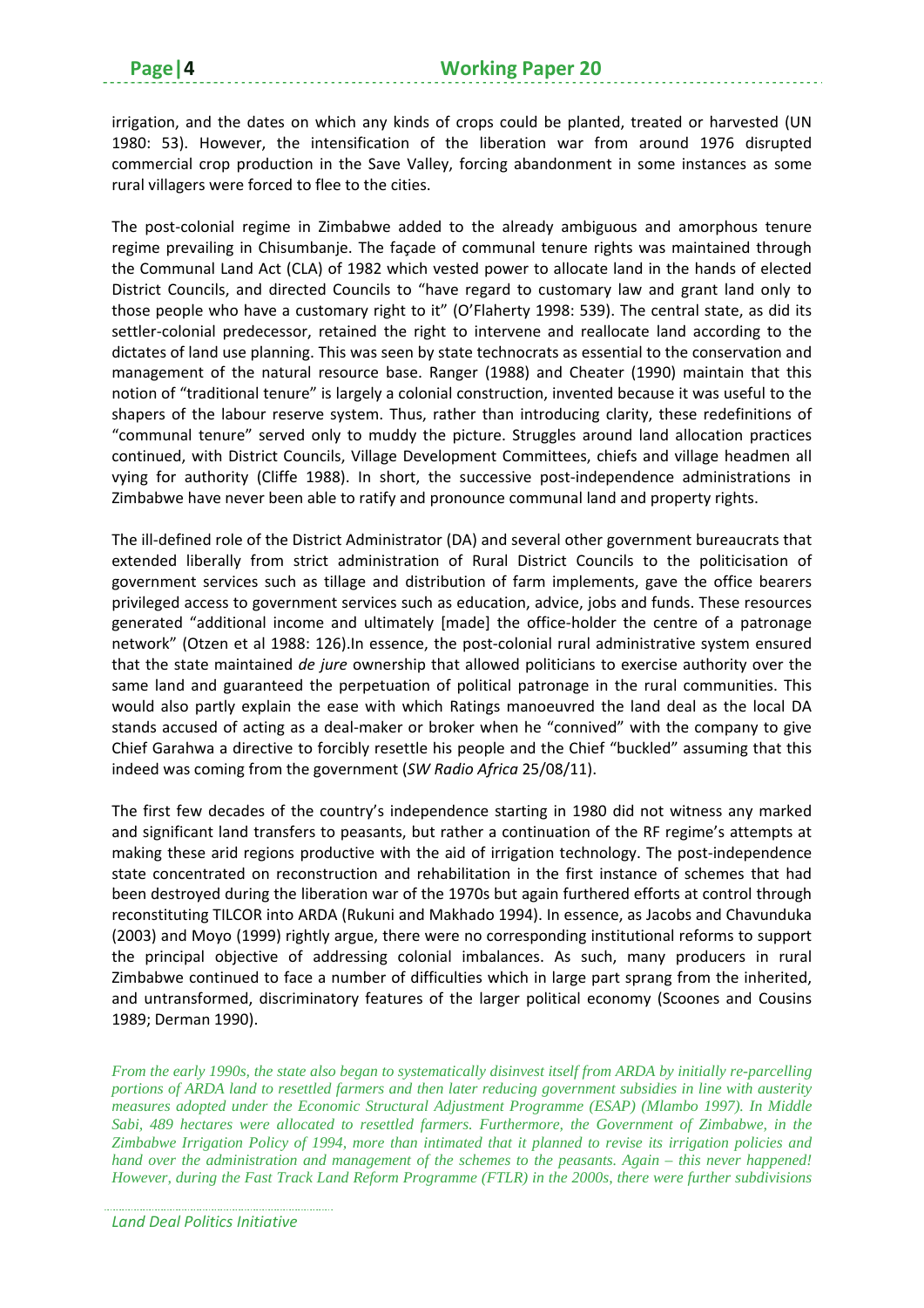irrigation, and the dates on which any kinds of crops could be planted, treated or harvested (UN 1980: 53). However, the intensification of the liberation war from around 1976 disrupted commercial crop production in the Save Valley, forcing abandonment in some instances as some rural villagers were forced to flee to the cities.

The post-colonial regime in Zimbabwe added to the already ambiguous and amorphous tenure regime prevailing in Chisumbanje. The façade of communal tenure rights was maintained through the Communal Land Act (CLA) of 1982 which vested power to allocate land in the hands of elected District Councils, and directed Councils to "have regard to customary law and grant land only to those people who have a customary right to it" (O'Flaherty 1998: 539). The central state, as did its settler-colonial predecessor, retained the right to intervene and reallocate land according to the dictates of land use planning. This was seen by state technocrats as essential to the conservation and management of the natural resource base. Ranger (1988) and Cheater (1990) maintain that this notion of "traditional tenure" is largely a colonial construction, invented because it was useful to the shapers of the labour reserve system. Thus, rather than introducing clarity, these redefinitions of "communal tenure" served only to muddy the picture. Struggles around land allocation practices continued, with District Councils, Village Development Committees, chiefs and village headmen all vying for authority (Cliffe 1988). In short, the successive post-independence administrations in Zimbabwe have never been able to ratify and pronounce communal land and property rights.

The ill-defined role of the District Administrator (DA) and several other government bureaucrats that extended liberally from strict administration of Rural District Councils to the politicisation of government services such as tillage and distribution of farm implements, gave the office bearers privileged access to government services such as education, advice, jobs and funds. These resources generated "additional income and ultimately [made] the office-holder the centre of a patronage network" (Otzen et al 1988: 126).In essence, the post-colonial rural administrative system ensured that the state maintained *de jure* ownership that allowed politicians to exercise authority over the same land and guaranteed the perpetuation of political patronage in the rural communities. This would also partly explain the ease with which Ratings manoeuvred the land deal as the local DA stands accused of acting as a deal-maker or broker when he "connived" with the company to give Chief Garahwa a directive to forcibly resettle his people and the Chief "buckled" assuming that this indeed was coming from the government (*SW Radio Africa* 25/08/11).

The first few decades of the country's independence starting in 1980 did not witness any marked and significant land transfers to peasants, but rather a continuation of the RF regime's attempts at making these arid regions productive with the aid of irrigation technology. The post-independence state concentrated on reconstruction and rehabilitation in the first instance of schemes that had been destroyed during the liberation war of the 1970s but again furthered efforts at control through reconstituting TILCOR into ARDA (Rukuni and Makhado 1994). In essence, as Jacobs and Chavunduka (2003) and Moyo (1999) rightly argue, there were no corresponding institutional reforms to support the principal objective of addressing colonial imbalances. As such, many producers in rural Zimbabwe continued to face a number of difficulties which in large part sprang from the inherited, and untransformed, discriminatory features of the larger political economy (Scoones and Cousins 1989; Derman 1990).

*From the early 1990s, the state also began to systematically disinvest itself from ARDA by initially re-parcelling portions of ARDA land to resettled farmers and then later reducing government subsidies in line with austerity measures adopted under the Economic Structural Adjustment Programme (ESAP) (Mlambo 1997). In Middle Sabi, 489 hectares were allocated to resettled farmers. Furthermore, the Government of Zimbabwe, in the Zimbabwe Irrigation Policy of 1994, more than intimated that it planned to revise its irrigation policies and hand over the administration and management of the schemes to the peasants. Again – this never happened! However, during the Fast Track Land Reform Programme (FTLR) in the 2000s, there were further subdivisions*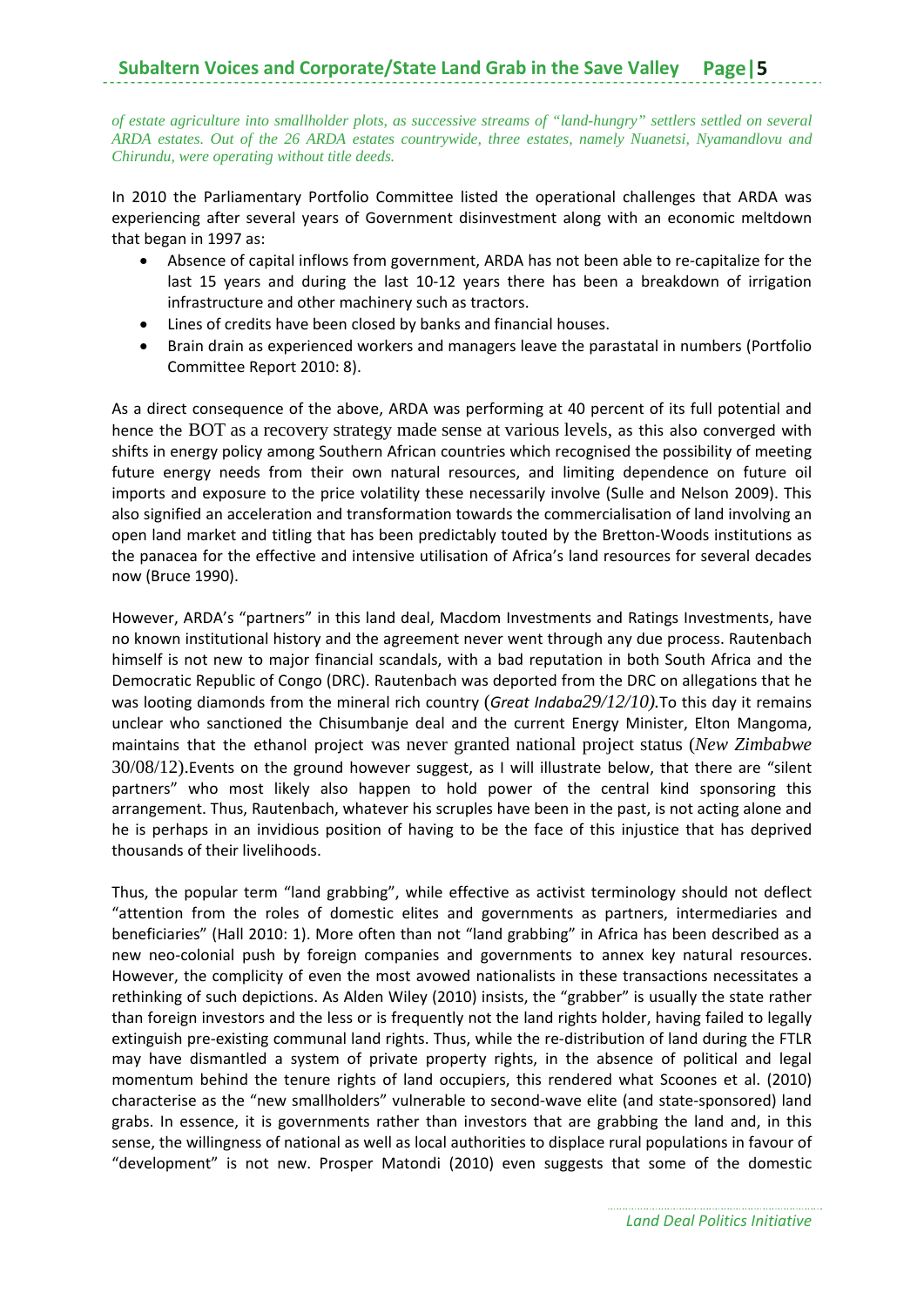*of estate agriculture into smallholder plots, as successive streams of "land-hungry" settlers settled on several ARDA estates. Out of the 26 ARDA estates countrywide, three estates, namely Nuanetsi, Nyamandlovu and Chirundu, were operating without title deeds.*

In 2010 the Parliamentary Portfolio Committee listed the operational challenges that ARDA was experiencing after several years of Government disinvestment along with an economic meltdown that began in 1997 as:

- Absence of capital inflows from government, ARDA has not been able to re-capitalize for the last 15 years and during the last 10-12 years there has been a breakdown of irrigation infrastructure and other machinery such as tractors.
- Lines of credits have been closed by banks and financial houses.
- Brain drain as experienced workers and managers leave the parastatal in numbers (Portfolio Committee Report 2010: 8).

As a direct consequence of the above, ARDA was performing at 40 percent of its full potential and hence the BOT as a recovery strategy made sense at various levels, as this also converged with shifts in energy policy among Southern African countries which recognised the possibility of meeting future energy needs from their own natural resources, and limiting dependence on future oil imports and exposure to the price volatility these necessarily involve (Sulle and Nelson 2009). This also signified an acceleration and transformation towards the commercialisation of land involving an open land market and titling that has been predictably touted by the Bretton-Woods institutions as the panacea for the effective and intensive utilisation of Africa's land resources for several decades now (Bruce 1990).

However, ARDA's "partners" in this land deal, Macdom Investments and Ratings Investments, have no known institutional history and the agreement never went through any due process. Rautenbach himself is not new to major financial scandals, with a bad reputation in both South Africa and the Democratic Republic of Congo (DRC). Rautenbach was deported from the DRC on allegations that he was looting diamonds from the mineral rich country (*Great Indaba*29/12/10).To this day it remains unclear who sanctioned the Chisumbanje deal and the current Energy Minister, Elton Mangoma, maintains that the ethanol project was never granted national project status (*New Zimbabwe* 30/08/12).Events on the ground however suggest, as I will illustrate below, that there are "silent partners" who most likely also happen to hold power of the central kind sponsoring this arrangement. Thus, Rautenbach, whatever his scruples have been in the past, is not acting alone and he is perhaps in an invidious position of having to be the face of this injustice that has deprived thousands of their livelihoods.

Thus, the popular term "land grabbing", while effective as activist terminology should not deflect "attention from the roles of domestic elites and governments as partners, intermediaries and beneficiaries" (Hall 2010: 1). More often than not "land grabbing" in Africa has been described as a new neo-colonial push by foreign companies and governments to annex key natural resources. However, the complicity of even the most avowed nationalists in these transactions necessitates a rethinking of such depictions. As Alden Wiley (2010) insists, the "grabber" is usually the state rather than foreign investors and the less or is frequently not the land rights holder, having failed to legally extinguish pre-existing communal land rights. Thus, while the re-distribution of land during the FTLR may have dismantled a system of private property rights, in the absence of political and legal momentum behind the tenure rights of land occupiers, this rendered what Scoones et al. (2010) characterise as the "new smallholders" vulnerable to second-wave elite (and state-sponsored) land grabs. In essence, it is governments rather than investors that are grabbing the land and, in this sense, the willingness of national as well as local authorities to displace rural populations in favour of "development" is not new. Prosper Matondi (2010) even suggests that some of the domestic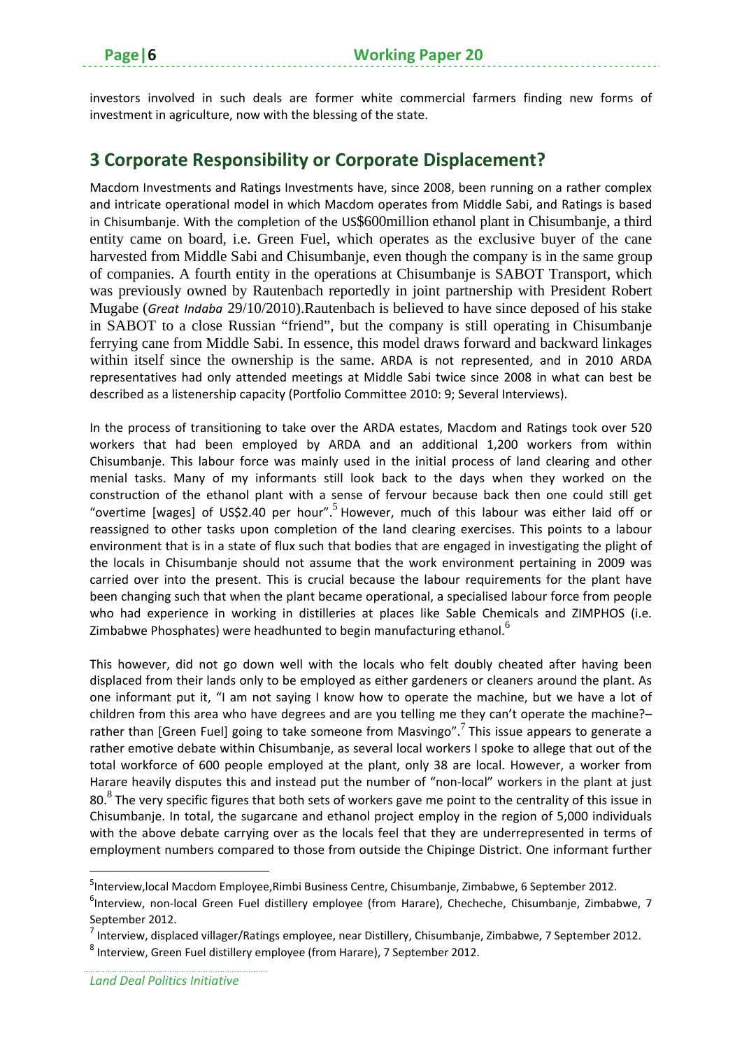investors involved in such deals are former white commercial farmers finding new forms of investment in agriculture, now with the blessing of the state.

## 3 Corporate Responsibility or Corporate Displacement?

Macdom Investments and Ratings Investments have, since 2008, been running on a rather complex and intricate operational model in which Macdom operates from Middle Sabi, and Ratings is based in Chisumbanje. With the completion of the US$600million ethanol plant in Chisumbanje, a third entity came on board, i.e. Green Fuel, which operates as the exclusive buyer of the cane harvested from Middle Sabi and Chisumbanje, even though the company is in the same group of companies. A fourth entity in the operations at Chisumbanje is SABOT Transport, which was previously owned by Rautenbach reportedly in joint partnership with President Robert Mugabe (*Great Indaba* 29/10/2010).Rautenbach is believed to have since deposed of his stake in SABOT to a close Russian "friend", but the company is still operating in Chisumbanje ferrying cane from Middle Sabi. In essence, this model draws forward and backward linkages within itself since the ownership is the same. ARDA is not represented, and in 2010 ARDA representatives had only attended meetings at Middle Sabi twice since 2008 in what can best be described as a listenership capacity (Portfolio Committee 2010: 9; Several Interviews).

In the process of transitioning to take over the ARDA estates, Macdom and Ratings took over 520 workers that had been employed by ARDA and an additional 1,200 workers from within Chisumbanje. This labour force was mainly used in the initial process of land clearing and other menial tasks. Many of my informants still look back to the days when they worked on the construction of the ethanol plant with a sense of fervour because back then one could still get "overtime [wages] of US$2.40 per hour".[5] However, much of this labour was either laid off or reassigned to other tasks upon completion of the land clearing exercises. This points to a labour environment that is in a state of flux such that bodies that are engaged in investigating the plight of the locals in Chisumbanje should not assume that the work environment pertaining in 2009 was carried over into the present. This is crucial because the labour requirements for the plant have been changing such that when the plant became operational, a specialised labour force from people who had experience in working in distilleries at places like Sable Chemicals and ZIMPHOS (i.e. Zimbabwe Phosphates) were headhunted to begin manufacturing ethanol.[6]

This however, did not go down well with the locals who felt doubly cheated after having been displaced from their lands only to be employed as either gardeners or cleaners around the plant. As one informant put it, "I am not saying I know how to operate the machine, but we have a lot of children from this area who have degrees and are you telling me they can't operate the machine?– rather than [Green Fuel] going to take someone from Masvingo".[7] This issue appears to generate a rather emotive debate within Chisumbanje, as several local workers I spoke to allege that out of the total workforce of 600 people employed at the plant, only 38 are local. However, a worker from Harare heavily disputes this and instead put the number of "non-local" workers in the plant at just 80.[8] The very specific figures that both sets of workers gave me point to the centrality of this issue in Chisumbanje. In total, the sugarcane and ethanol project employ in the region of 5,000 individuals with the above debate carrying over as the locals feel that they are underrepresented in terms of employment numbers compared to those from outside the Chipinge District. One informant further

---

[5] Interview,local Macdom Employee,Rimbi Business Centre, Chisumbanje, Zimbabwe, 6 September 2012.

[6] Interview, non-local Green Fuel distillery employee (from Harare), Checheche, Chisumbanje, Zimbabwe, 7 September 2012.

[7] Interview, displaced villager/Ratings employee, near Distillery, Chisumbanje, Zimbabwe, 7 September 2012.

[8] Interview, Green Fuel distillery employee (from Harare), 7 September 2012.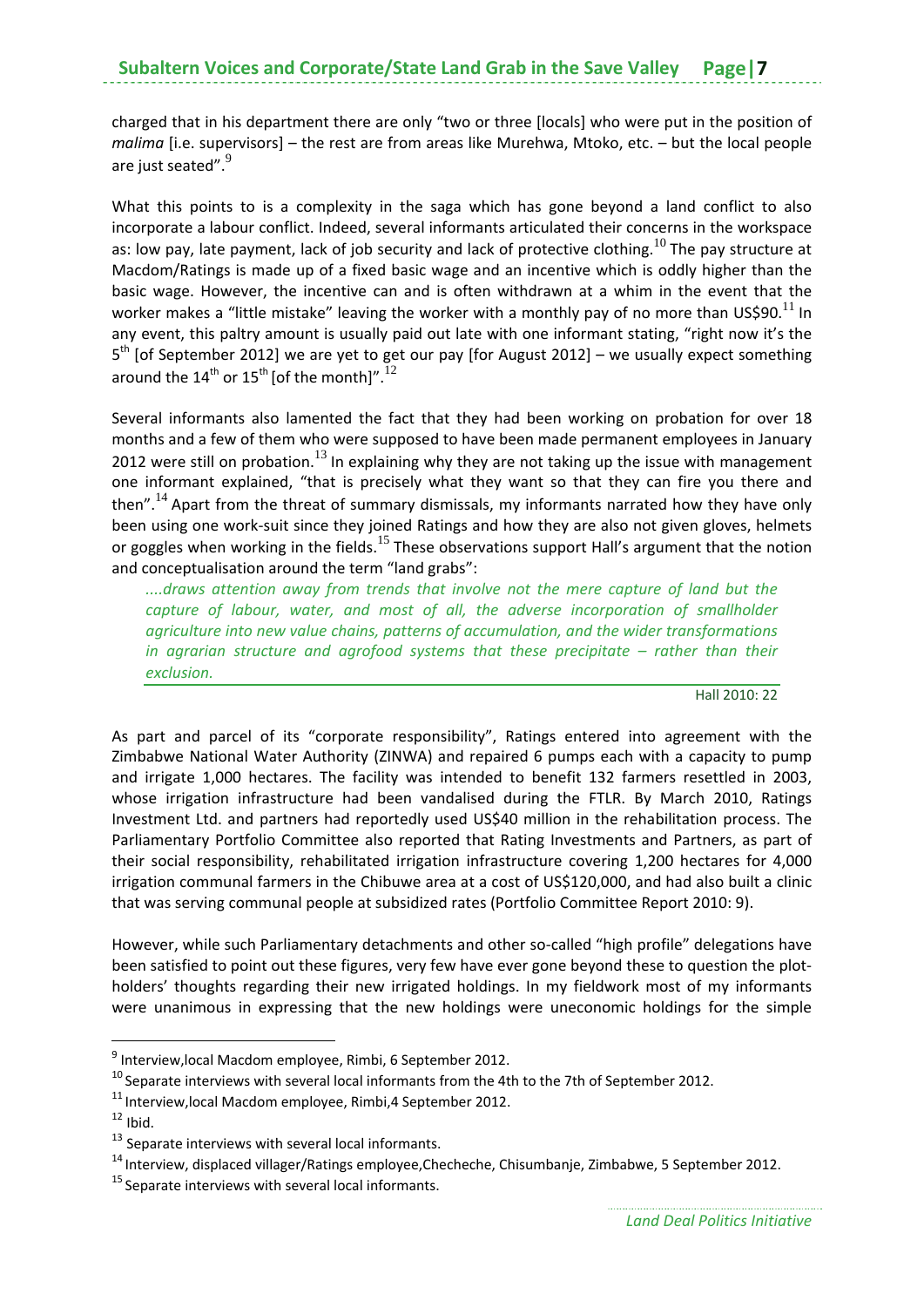charged that in his department there are only "two or three [locals] who were put in the position of *malima* [i.e. supervisors] – the rest are from areas like Murehwa, Mtoko, etc. – but the local people are just seated".[9]

What this points to is a complexity in the saga which has gone beyond a land conflict to also incorporate a labour conflict. Indeed, several informants articulated their concerns in the workspace as: low pay, late payment, lack of job security and lack of protective clothing.[10] The pay structure at Macdom/Ratings is made up of a fixed basic wage and an incentive which is oddly higher than the basic wage. However, the incentive can and is often withdrawn at a whim in the event that the worker makes a "little mistake" leaving the worker with a monthly pay of no more than US$90.[11] In any event, this paltry amount is usually paid out late with one informant stating, "right now it's the 5th [of September 2012] we are yet to get our pay [for August 2012] – we usually expect something around the 14th or 15th [of the month]".[12]

Several informants also lamented the fact that they had been working on probation for over 18 months and a few of them who were supposed to have been made permanent employees in January 2012 were still on probation.[13] In explaining why they are not taking up the issue with management one informant explained, "that is precisely what they want so that they can fire you there and then".[14] Apart from the threat of summary dismissals, my informants narrated how they have only been using one work-suit since they joined Ratings and how they are also not given gloves, helmets or goggles when working in the fields.[15] These observations support Hall's argument that the notion and conceptualisation around the term "land grabs":

> *....draws attention away from trends that involve not the mere capture of land but the capture of labour, water, and most of all, the adverse incorporation of smallholder agriculture into new value chains, patterns of accumulation, and the wider transformations in agrarian structure and agrofood systems that these precipitate – rather than their exclusion.*
>
> Hall 2010: 22

As part and parcel of its "corporate responsibility", Ratings entered into agreement with the Zimbabwe National Water Authority (ZINWA) and repaired 6 pumps each with a capacity to pump and irrigate 1,000 hectares. The facility was intended to benefit 132 farmers resettled in 2003, whose irrigation infrastructure had been vandalised during the FTLR. By March 2010, Ratings Investment Ltd. and partners had reportedly used US$40 million in the rehabilitation process. The Parliamentary Portfolio Committee also reported that Rating Investments and Partners, as part of their social responsibility, rehabilitated irrigation infrastructure covering 1,200 hectares for 4,000 irrigation communal farmers in the Chibuwe area at a cost of US$120,000, and had also built a clinic that was serving communal people at subsidized rates (Portfolio Committee Report 2010: 9).

However, while such Parliamentary detachments and other so-called "high profile" delegations have been satisfied to point out these figures, very few have ever gone beyond these to question the plot-holders' thoughts regarding their new irrigated holdings. In my fieldwork most of my informants were unanimous in expressing that the new holdings were uneconomic holdings for the simple

---

[9] Interview,local Macdom employee, Rimbi, 6 September 2012.

[10] Separate interviews with several local informants from the 4th to the 7th of September 2012.

[11] Interview,local Macdom employee, Rimbi,4 September 2012.

[12] Ibid.

[13] Separate interviews with several local informants.

[14] Interview, displaced villager/Ratings employee,Checheche, Chisumbanje, Zimbabwe, 5 September 2012.

[15] Separate interviews with several local informants.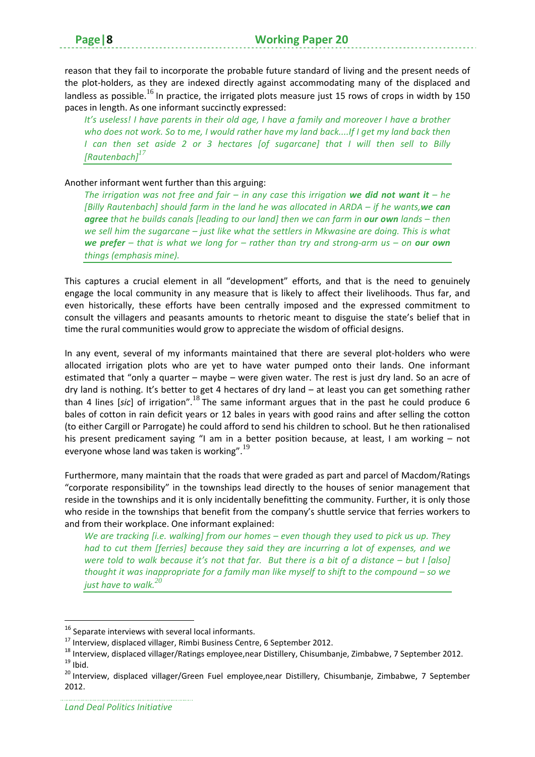reason that they fail to incorporate the probable future standard of living and the present needs of the plot-holders, as they are indexed directly against accommodating many of the displaced and landless as possible.[16] In practice, the irrigated plots measure just 15 rows of crops in width by 150 paces in length. As one informant succinctly expressed:

> *It's useless! I have parents in their old age, I have a family and moreover I have a brother who does not work. So to me, I would rather have my land back....If I get my land back then I can then set aside 2 or 3 hectares [of sugarcane] that I will then sell to Billy [Rautenbach]*[17]

Another informant went further than this arguing:

> *The irrigation was not free and fair – in any case this irrigation **we did not want it** – he [Billy Rautenbach] should farm in the land he was allocated in ARDA – if he wants, **we can agree** that he builds canals [leading to our land] then we can farm in **our own** lands – then we sell him the sugarcane – just like what the settlers in Mkwasine are doing. This is what **we prefer** – that is what we long for – rather than try and strong-arm us – on **our own** things (emphasis mine).*

This captures a crucial element in all "development" efforts, and that is the need to genuinely engage the local community in any measure that is likely to affect their livelihoods. Thus far, and even historically, these efforts have been centrally imposed and the expressed commitment to consult the villagers and peasants amounts to rhetoric meant to disguise the state's belief that in time the rural communities would grow to appreciate the wisdom of official designs.

In any event, several of my informants maintained that there are several plot-holders who were allocated irrigation plots who are yet to have water pumped onto their lands. One informant estimated that "only a quarter – maybe – were given water. The rest is just dry land. So an acre of dry land is nothing. It's better to get 4 hectares of dry land – at least you can get something rather than 4 lines [*sic*] of irrigation".[18] The same informant argues that in the past he could produce 6 bales of cotton in rain deficit years or 12 bales in years with good rains and after selling the cotton (to either Cargill or Parrogate) he could afford to send his children to school. But he then rationalised his present predicament saying "I am in a better position because, at least, I am working – not everyone whose land was taken is working".[19]

Furthermore, many maintain that the roads that were graded as part and parcel of Macdom/Ratings "corporate responsibility" in the townships lead directly to the houses of senior management that reside in the townships and it is only incidentally benefitting the community. Further, it is only those who reside in the townships that benefit from the company's shuttle service that ferries workers to and from their workplace. One informant explained:

> *We are tracking [i.e. walking] from our homes – even though they used to pick us up. They had to cut them [ferries] because they said they are incurring a lot of expenses, and we were told to walk because it's not that far. But there is a bit of a distance – but I [also] thought it was inappropriate for a family man like myself to shift to the compound – so we just have to walk.*[20]

---

[16] Separate interviews with several local informants.

[17] Interview, displaced villager, Rimbi Business Centre, 6 September 2012.

[18] Interview, displaced villager/Ratings employee,near Distillery, Chisumbanje, Zimbabwe, 7 September 2012.

[19] Ibid.

[20] Interview, displaced villager/Green Fuel employee,near Distillery, Chisumbanje, Zimbabwe, 7 September 2012.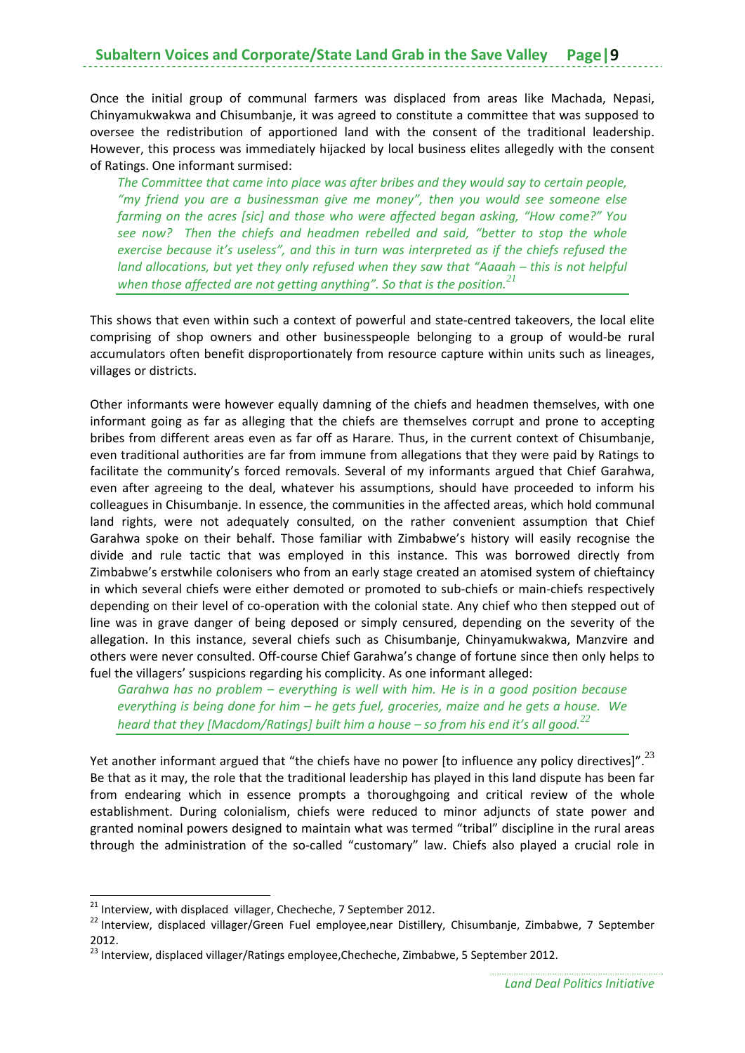Once the initial group of communal farmers was displaced from areas like Machada, Nepasi, Chinyamukwakwa and Chisumbanje, it was agreed to constitute a committee that was supposed to oversee the redistribution of apportioned land with the consent of the traditional leadership. However, this process was immediately hijacked by local business elites allegedly with the consent of Ratings. One informant surmised:

> *The Committee that came into place was after bribes and they would say to certain people, "my friend you are a businessman give me money", then you would see someone else farming on the acres [sic] and those who were affected began asking, "How come?" You see now? Then the chiefs and headmen rebelled and said, "better to stop the whole exercise because it's useless", and this in turn was interpreted as if the chiefs refused the land allocations, but yet they only refused when they saw that "Aaaah – this is not helpful when those affected are not getting anything". So that is the position.*[21]

This shows that even within such a context of powerful and state-centred takeovers, the local elite comprising of shop owners and other businesspeople belonging to a group of would-be rural accumulators often benefit disproportionately from resource capture within units such as lineages, villages or districts.

Other informants were however equally damning of the chiefs and headmen themselves, with one informant going as far as alleging that the chiefs are themselves corrupt and prone to accepting bribes from different areas even as far off as Harare. Thus, in the current context of Chisumbanje, even traditional authorities are far from immune from allegations that they were paid by Ratings to facilitate the community's forced removals. Several of my informants argued that Chief Garahwa, even after agreeing to the deal, whatever his assumptions, should have proceeded to inform his colleagues in Chisumbanje. In essence, the communities in the affected areas, which hold communal land rights, were not adequately consulted, on the rather convenient assumption that Chief Garahwa spoke on their behalf. Those familiar with Zimbabwe's history will easily recognise the divide and rule tactic that was employed in this instance. This was borrowed directly from Zimbabwe's erstwhile colonisers who from an early stage created an atomised system of chieftaincy in which several chiefs were either demoted or promoted to sub-chiefs or main-chiefs respectively depending on their level of co-operation with the colonial state. Any chief who then stepped out of line was in grave danger of being deposed or simply censured, depending on the severity of the allegation. In this instance, several chiefs such as Chisumbanje, Chinyamukwakwa, Manzvire and others were never consulted. Off-course Chief Garahwa's change of fortune since then only helps to fuel the villagers' suspicions regarding his complicity. As one informant alleged:

> *Garahwa has no problem – everything is well with him. He is in a good position because everything is being done for him – he gets fuel, groceries, maize and he gets a house. We heard that they [Macdom/Ratings] built him a house – so from his end it's all good.*[22]

Yet another informant argued that "the chiefs have no power [to influence any policy directives]".[23] Be that as it may, the role that the traditional leadership has played in this land dispute has been far from endearing which in essence prompts a thoroughgoing and critical review of the whole establishment. During colonialism, chiefs were reduced to minor adjuncts of state power and granted nominal powers designed to maintain what was termed "tribal" discipline in the rural areas through the administration of the so-called "customary" law. Chiefs also played a crucial role in

---

[21] Interview, with displaced villager, Checheche, 7 September 2012.

[22] Interview, displaced villager/Green Fuel employee,near Distillery, Chisumbanje, Zimbabwe, 7 September 2012.

[23] Interview, displaced villager/Ratings employee,Checheche, Zimbabwe, 5 September 2012.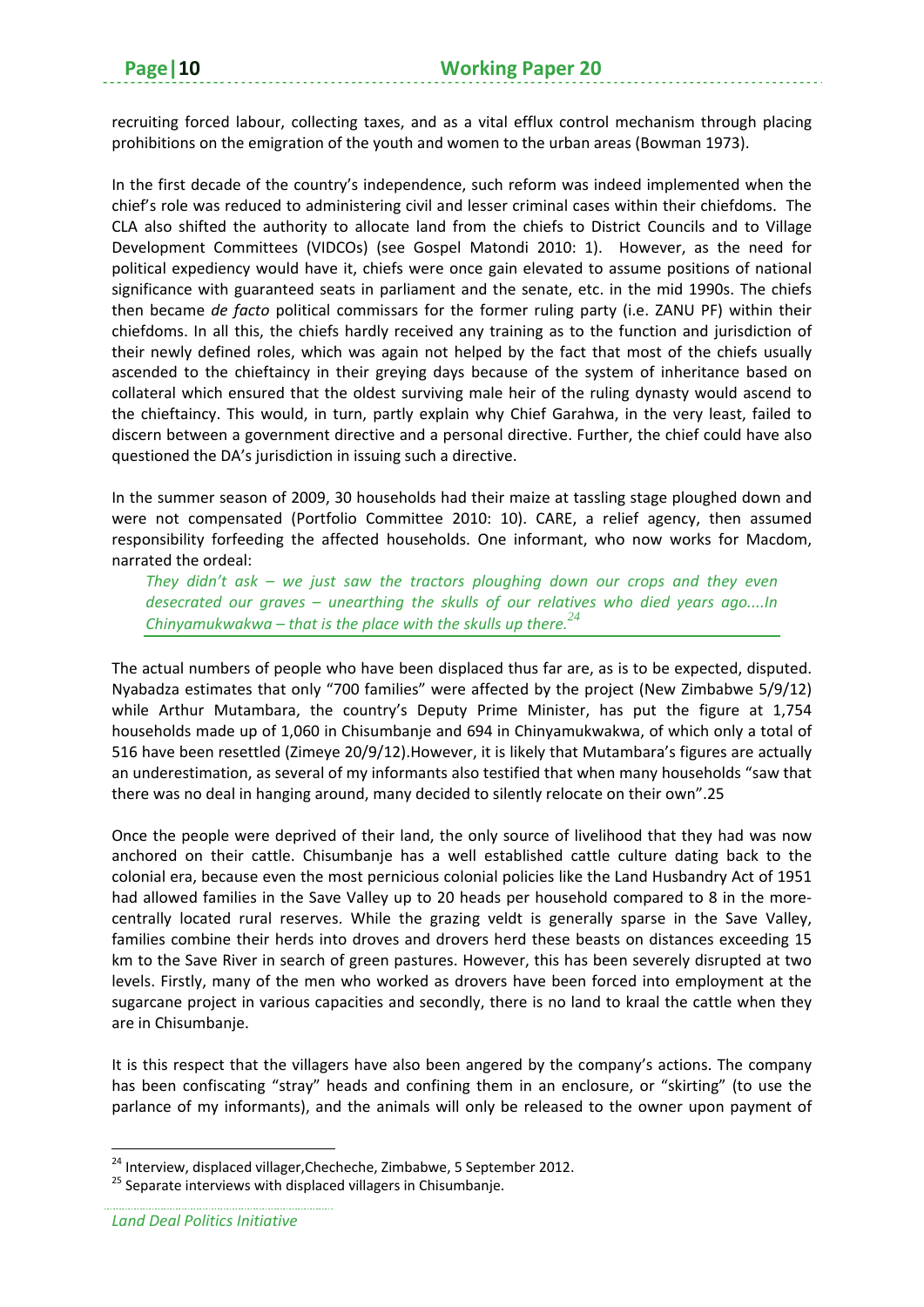recruiting forced labour, collecting taxes, and as a vital efflux control mechanism through placing prohibitions on the emigration of the youth and women to the urban areas (Bowman 1973).

In the first decade of the country's independence, such reform was indeed implemented when the chief's role was reduced to administering civil and lesser criminal cases within their chiefdoms. The CLA also shifted the authority to allocate land from the chiefs to District Councils and to Village Development Committees (VIDCOs) (see Gospel Matondi 2010: 1). However, as the need for political expediency would have it, chiefs were once gain elevated to assume positions of national significance with guaranteed seats in parliament and the senate, etc. in the mid 1990s. The chiefs then became *de facto* political commissars for the former ruling party (i.e. ZANU PF) within their chiefdoms. In all this, the chiefs hardly received any training as to the function and jurisdiction of their newly defined roles, which was again not helped by the fact that most of the chiefs usually ascended to the chieftaincy in their greying days because of the system of inheritance based on collateral which ensured that the oldest surviving male heir of the ruling dynasty would ascend to the chieftaincy. This would, in turn, partly explain why Chief Garahwa, in the very least, failed to discern between a government directive and a personal directive. Further, the chief could have also questioned the DA's jurisdiction in issuing such a directive.

In the summer season of 2009, 30 households had their maize at tassling stage ploughed down and were not compensated (Portfolio Committee 2010: 10). CARE, a relief agency, then assumed responsibility forfeeding the affected households. One informant, who now works for Macdom, narrated the ordeal:

> *They didn't ask – we just saw the tractors ploughing down our crops and they even desecrated our graves – unearthing the skulls of our relatives who died years ago....In Chinyamukwakwa – that is the place with the skulls up there.*[24]

The actual numbers of people who have been displaced thus far are, as is to be expected, disputed. Nyabadza estimates that only "700 families" were affected by the project (New Zimbabwe 5/9/12) while Arthur Mutambara, the country's Deputy Prime Minister, has put the figure at 1,754 households made up of 1,060 in Chisumbanje and 694 in Chinyamukwakwa, of which only a total of 516 have been resettled (Zimeye 20/9/12).However, it is likely that Mutambara's figures are actually an underestimation, as several of my informants also testified that when many households "saw that there was no deal in hanging around, many decided to silently relocate on their own".25

Once the people were deprived of their land, the only source of livelihood that they had was now anchored on their cattle. Chisumbanje has a well established cattle culture dating back to the colonial era, because even the most pernicious colonial policies like the Land Husbandry Act of 1951 had allowed families in the Save Valley up to 20 heads per household compared to 8 in the more-centrally located rural reserves. While the grazing veldt is generally sparse in the Save Valley, families combine their herds into droves and drovers herd these beasts on distances exceeding 15 km to the Save River in search of green pastures. However, this has been severely disrupted at two levels. Firstly, many of the men who worked as drovers have been forced into employment at the sugarcane project in various capacities and secondly, there is no land to kraal the cattle when they are in Chisumbanje.

It is this respect that the villagers have also been angered by the company's actions. The company has been confiscating "stray" heads and confining them in an enclosure, or "skirting" (to use the parlance of my informants), and the animals will only be released to the owner upon payment of

---

[24] Interview, displaced villager,Checheche, Zimbabwe, 5 September 2012.

[25] Separate interviews with displaced villagers in Chisumbanje.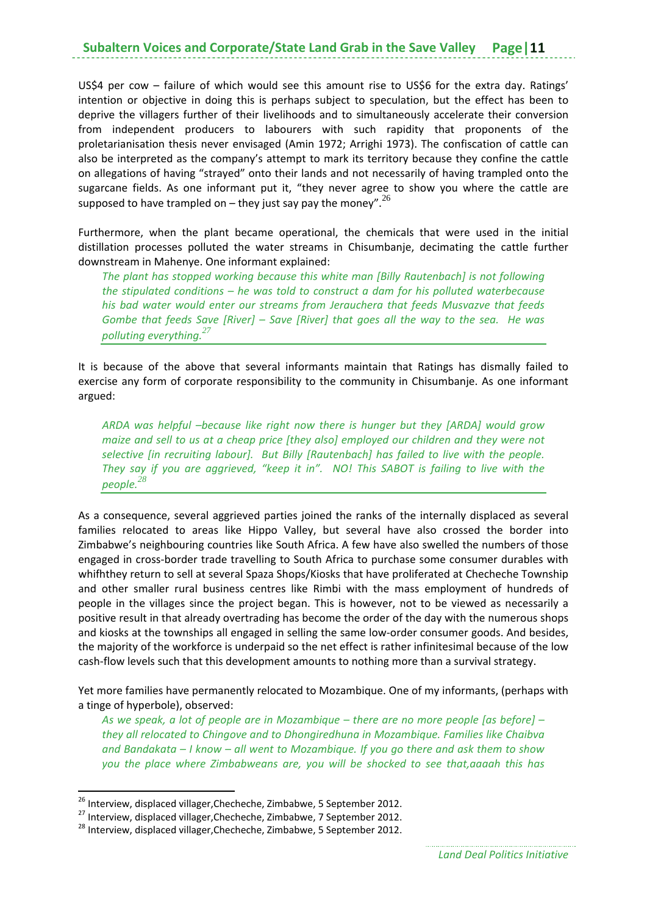US$4 per cow – failure of which would see this amount rise to US$6 for the extra day. Ratings' intention or objective in doing this is perhaps subject to speculation, but the effect has been to deprive the villagers further of their livelihoods and to simultaneously accelerate their conversion from independent producers to labourers with such rapidity that proponents of the proletarianisation thesis never envisaged (Amin 1972; Arrighi 1973). The confiscation of cattle can also be interpreted as the company's attempt to mark its territory because they confine the cattle on allegations of having "strayed" onto their lands and not necessarily of having trampled onto the sugarcane fields. As one informant put it, "they never agree to show you where the cattle are supposed to have trampled on – they just say pay the money".[26]

Furthermore, when the plant became operational, the chemicals that were used in the initial distillation processes polluted the water streams in Chisumbanje, decimating the cattle further downstream in Mahenye. One informant explained:

> *The plant has stopped working because this white man [Billy Rautenbach] is not following the stipulated conditions – he was told to construct a dam for his polluted waterbecause his bad water would enter our streams from Jerauchera that feeds Musvazve that feeds Gombe that feeds Save [River] – Save [River] that goes all the way to the sea. He was polluting everything.*[27]

It is because of the above that several informants maintain that Ratings has dismally failed to exercise any form of corporate responsibility to the community in Chisumbanje. As one informant argued:

> *ARDA was helpful –because like right now there is hunger but they [ARDA] would grow maize and sell to us at a cheap price [they also] employed our children and they were not selective [in recruiting labour]. But Billy [Rautenbach] has failed to live with the people. They say if you are aggrieved, "keep it in". NO! This SABOT is failing to live with the people.*[28]

As a consequence, several aggrieved parties joined the ranks of the internally displaced as several families relocated to areas like Hippo Valley, but several have also crossed the border into Zimbabwe's neighbouring countries like South Africa. A few have also swelled the numbers of those engaged in cross-border trade travelling to South Africa to purchase some consumer durables with whifhthey return to sell at several Spaza Shops/Kiosks that have proliferated at Checheche Township and other smaller rural business centres like Rimbi with the mass employment of hundreds of people in the villages since the project began. This is however, not to be viewed as necessarily a positive result in that already overtrading has become the order of the day with the numerous shops and kiosks at the townships all engaged in selling the same low-order consumer goods. And besides, the majority of the workforce is underpaid so the net effect is rather infinitesimal because of the low cash-flow levels such that this development amounts to nothing more than a survival strategy.

Yet more families have permanently relocated to Mozambique. One of my informants, (perhaps with a tinge of hyperbole), observed:

> *As we speak, a lot of people are in Mozambique – there are no more people [as before] – they all relocated to Chingove and to Dhongiredhuna in Mozambique. Families like Chaibva and Bandakata – I know – all went to Mozambique. If you go there and ask them to show you the place where Zimbabweans are, you will be shocked to see that,aaaah this has*

---

[26] Interview, displaced villager,Checheche, Zimbabwe, 5 September 2012.

[27] Interview, displaced villager,Checheche, Zimbabwe, 7 September 2012.

[28] Interview, displaced villager,Checheche, Zimbabwe, 5 September 2012.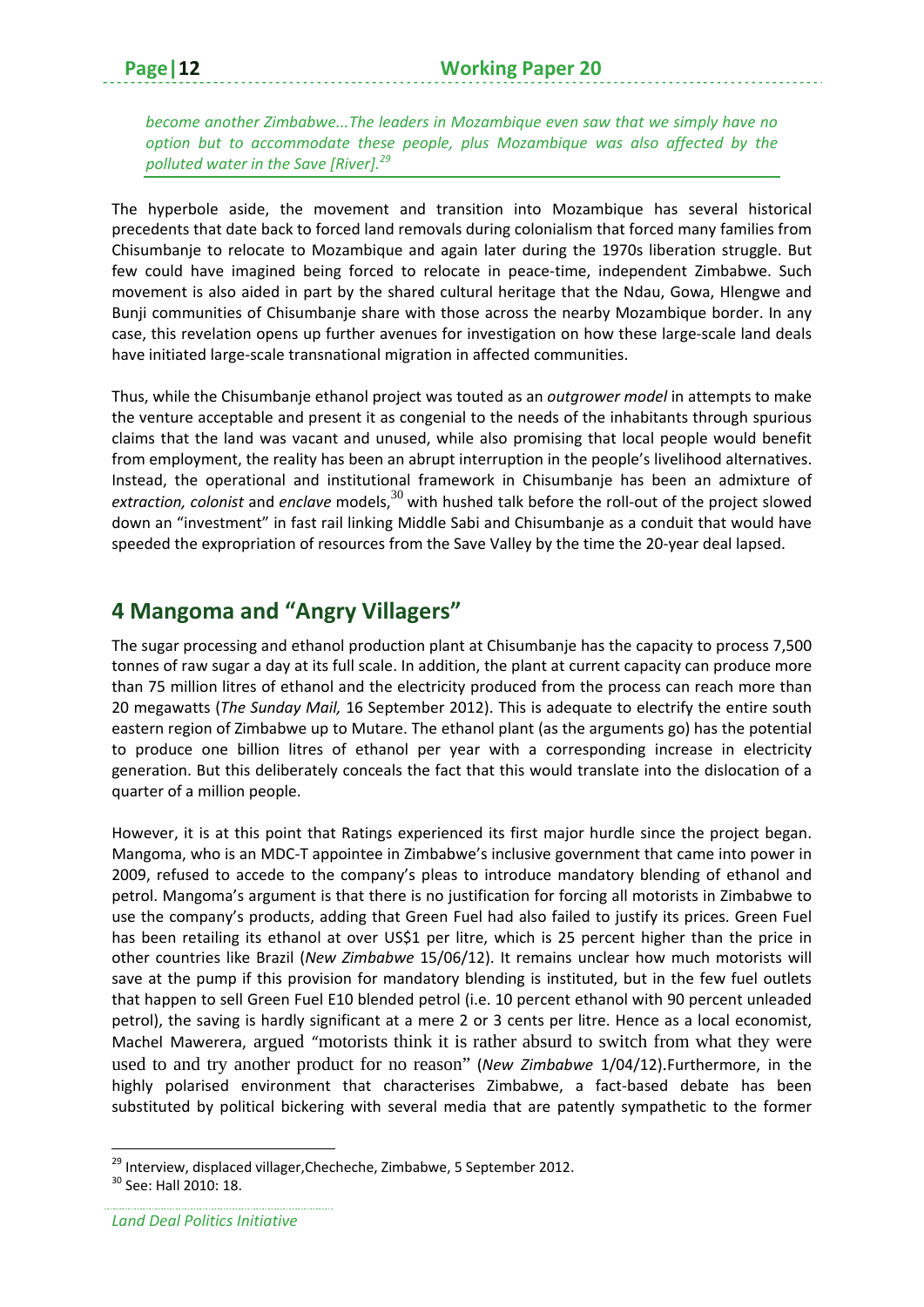*become another Zimbabwe...The leaders in Mozambique even saw that we simply have no option but to accommodate these people, plus Mozambique was also affected by the polluted water in the Save [River].*[29]

The hyperbole aside, the movement and transition into Mozambique has several historical precedents that date back to forced land removals during colonialism that forced many families from Chisumbanje to relocate to Mozambique and again later during the 1970s liberation struggle. But few could have imagined being forced to relocate in peace-time, independent Zimbabwe. Such movement is also aided in part by the shared cultural heritage that the Ndau, Gowa, Hlengwe and Bunji communities of Chisumbanje share with those across the nearby Mozambique border. In any case, this revelation opens up further avenues for investigation on how these large-scale land deals have initiated large-scale transnational migration in affected communities.

Thus, while the Chisumbanje ethanol project was touted as an *outgrower model* in attempts to make the venture acceptable and present it as congenial to the needs of the inhabitants through spurious claims that the land was vacant and unused, while also promising that local people would benefit from employment, the reality has been an abrupt interruption in the people's livelihood alternatives. Instead, the operational and institutional framework in Chisumbanje has been an admixture of *extraction, colonist* and *enclave* models,[30] with hushed talk before the roll-out of the project slowed down an "investment" in fast rail linking Middle Sabi and Chisumbanje as a conduit that would have speeded the expropriation of resources from the Save Valley by the time the 20-year deal lapsed.

## 4 Mangoma and "Angry Villagers"

The sugar processing and ethanol production plant at Chisumbanje has the capacity to process 7,500 tonnes of raw sugar a day at its full scale. In addition, the plant at current capacity can produce more than 75 million litres of ethanol and the electricity produced from the process can reach more than 20 megawatts (*The Sunday Mail,* 16 September 2012). This is adequate to electrify the entire south eastern region of Zimbabwe up to Mutare. The ethanol plant (as the arguments go) has the potential to produce one billion litres of ethanol per year with a corresponding increase in electricity generation. But this deliberately conceals the fact that this would translate into the dislocation of a quarter of a million people.

However, it is at this point that Ratings experienced its first major hurdle since the project began. Mangoma, who is an MDC-T appointee in Zimbabwe's inclusive government that came into power in 2009, refused to accede to the company's pleas to introduce mandatory blending of ethanol and petrol. Mangoma's argument is that there is no justification for forcing all motorists in Zimbabwe to use the company's products, adding that Green Fuel had also failed to justify its prices. Green Fuel has been retailing its ethanol at over US$1 per litre, which is 25 percent higher than the price in other countries like Brazil (*New Zimbabwe* 15/06/12). It remains unclear how much motorists will save at the pump if this provision for mandatory blending is instituted, but in the few fuel outlets that happen to sell Green Fuel E10 blended petrol (i.e. 10 percent ethanol with 90 percent unleaded petrol), the saving is hardly significant at a mere 2 or 3 cents per litre. Hence as a local economist, Machel Mawerera, argued "motorists think it is rather absurd to switch from what they were used to and try another product for no reason" (*New Zimbabwe* 1/04/12).Furthermore, in the highly polarised environment that characterises Zimbabwe, a fact-based debate has been substituted by political bickering with several media that are patently sympathetic to the former

[29] Interview, displaced villager,Checheche, Zimbabwe, 5 September 2012.

[30] See: Hall 2010: 18.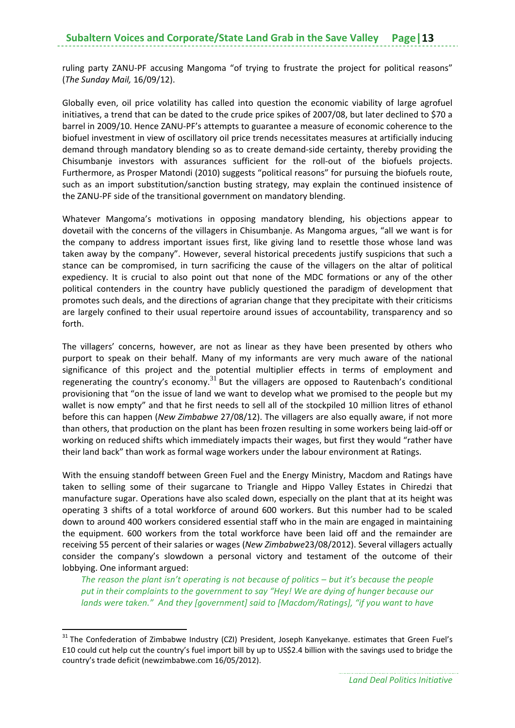ruling party ZANU-PF accusing Mangoma "of trying to frustrate the project for political reasons" (*The Sunday Mail,* 16/09/12).

Globally even, oil price volatility has called into question the economic viability of large agrofuel initiatives, a trend that can be dated to the crude price spikes of 2007/08, but later declined to $70 a barrel in 2009/10. Hence ZANU-PF's attempts to guarantee a measure of economic coherence to the biofuel investment in view of oscillatory oil price trends necessitates measures at artificially inducing demand through mandatory blending so as to create demand-side certainty, thereby providing the Chisumbanje investors with assurances sufficient for the roll-out of the biofuels projects. Furthermore, as Prosper Matondi (2010) suggests "political reasons" for pursuing the biofuels route, such as an import substitution/sanction busting strategy, may explain the continued insistence of the ZANU-PF side of the transitional government on mandatory blending.

Whatever Mangoma's motivations in opposing mandatory blending, his objections appear to dovetail with the concerns of the villagers in Chisumbanje. As Mangoma argues, "all we want is for the company to address important issues first, like giving land to resettle those whose land was taken away by the company". However, several historical precedents justify suspicions that such a stance can be compromised, in turn sacrificing the cause of the villagers on the altar of political expediency. It is crucial to also point out that none of the MDC formations or any of the other political contenders in the country have publicly questioned the paradigm of development that promotes such deals, and the directions of agrarian change that they precipitate with their criticisms are largely confined to their usual repertoire around issues of accountability, transparency and so forth.

The villagers' concerns, however, are not as linear as they have been presented by others who purport to speak on their behalf. Many of my informants are very much aware of the national significance of this project and the potential multiplier effects in terms of employment and regenerating the country's economy.[31] But the villagers are opposed to Rautenbach's conditional provisioning that "on the issue of land we want to develop what we promised to the people but my wallet is now empty" and that he first needs to sell all of the stockpiled 10 million litres of ethanol before this can happen (*New Zimbabwe* 27/08/12). The villagers are also equally aware, if not more than others, that production on the plant has been frozen resulting in some workers being laid-off or working on reduced shifts which immediately impacts their wages, but first they would "rather have their land back" than work as formal wage workers under the labour environment at Ratings.

With the ensuing standoff between Green Fuel and the Energy Ministry, Macdom and Ratings have taken to selling some of their sugarcane to Triangle and Hippo Valley Estates in Chiredzi that manufacture sugar. Operations have also scaled down, especially on the plant that at its height was operating 3 shifts of a total workforce of around 600 workers. But this number had to be scaled down to around 400 workers considered essential staff who in the main are engaged in maintaining the equipment. 600 workers from the total workforce have been laid off and the remainder are receiving 55 percent of their salaries or wages (*New Zimbabwe*23/08/2012). Several villagers actually consider the company's slowdown a personal victory and testament of the outcome of their lobbying. One informant argued:

> *The reason the plant isn't operating is not because of politics – but it's because the people put in their complaints to the government to say "Hey! We are dying of hunger because our lands were taken." And they [government] said to [Macdom/Ratings], "if you want to have*

---

[31] The Confederation of Zimbabwe Industry (CZI) President, Joseph Kanyekanye. estimates that Green Fuel's E10 could cut help cut the country's fuel import bill by up to US$2.4 billion with the savings used to bridge the country's trade deficit (newzimbabwe.com 16/05/2012).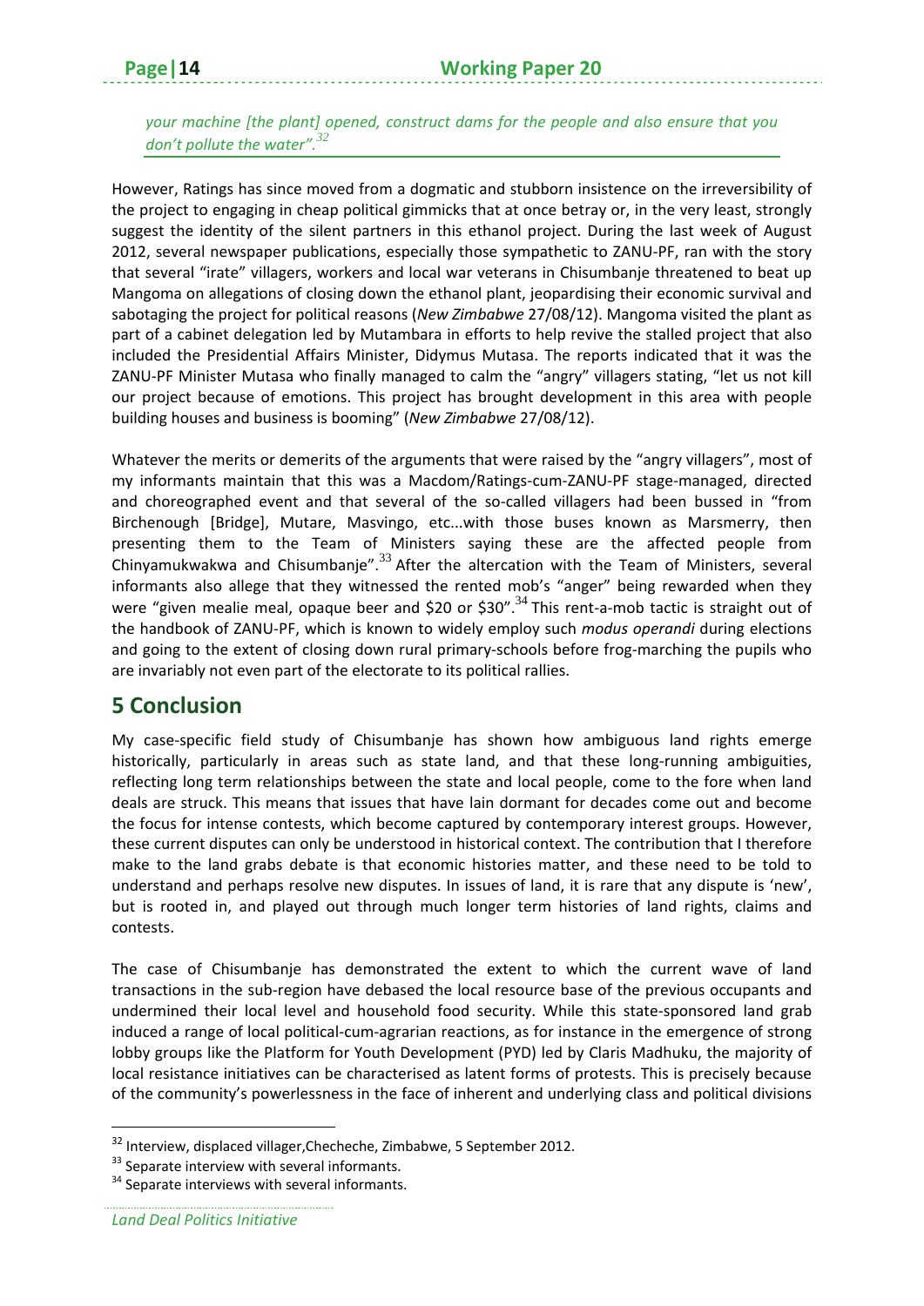*your machine [the plant] opened, construct dams for the people and also ensure that you don't pollute the water".*[32]

However, Ratings has since moved from a dogmatic and stubborn insistence on the irreversibility of the project to engaging in cheap political gimmicks that at once betray or, in the very least, strongly suggest the identity of the silent partners in this ethanol project. During the last week of August 2012, several newspaper publications, especially those sympathetic to ZANU-PF, ran with the story that several "irate" villagers, workers and local war veterans in Chisumbanje threatened to beat up Mangoma on allegations of closing down the ethanol plant, jeopardising their economic survival and sabotaging the project for political reasons (*New Zimbabwe* 27/08/12). Mangoma visited the plant as part of a cabinet delegation led by Mutambara in efforts to help revive the stalled project that also included the Presidential Affairs Minister, Didymus Mutasa. The reports indicated that it was the ZANU-PF Minister Mutasa who finally managed to calm the "angry" villagers stating, "let us not kill our project because of emotions. This project has brought development in this area with people building houses and business is booming" (*New Zimbabwe* 27/08/12).

Whatever the merits or demerits of the arguments that were raised by the "angry villagers", most of my informants maintain that this was a Macdom/Ratings-cum-ZANU-PF stage-managed, directed and choreographed event and that several of the so-called villagers had been bussed in "from Birchenough [Bridge], Mutare, Masvingo, etc...with those buses known as Marsmerry, then presenting them to the Team of Ministers saying these are the affected people from Chinyamukwakwa and Chisumbanje".[33] After the altercation with the Team of Ministers, several informants also allege that they witnessed the rented mob's "anger" being rewarded when they were "given mealie meal, opaque beer and $20 or $30".[34] This rent-a-mob tactic is straight out of the handbook of ZANU-PF, which is known to widely employ such *modus operandi* during elections and going to the extent of closing down rural primary-schools before frog-marching the pupils who are invariably not even part of the electorate to its political rallies.

# 5 Conclusion

My case-specific field study of Chisumbanje has shown how ambiguous land rights emerge historically, particularly in areas such as state land, and that these long-running ambiguities, reflecting long term relationships between the state and local people, come to the fore when land deals are struck. This means that issues that have lain dormant for decades come out and become the focus for intense contests, which become captured by contemporary interest groups. However, these current disputes can only be understood in historical context. The contribution that I therefore make to the land grabs debate is that economic histories matter, and these need to be told to understand and perhaps resolve new disputes. In issues of land, it is rare that any dispute is 'new', but is rooted in, and played out through much longer term histories of land rights, claims and contests.

The case of Chisumbanje has demonstrated the extent to which the current wave of land transactions in the sub-region have debased the local resource base of the previous occupants and undermined their local level and household food security. While this state-sponsored land grab induced a range of local political-cum-agrarian reactions, as for instance in the emergence of strong lobby groups like the Platform for Youth Development (PYD) led by Claris Madhuku, the majority of local resistance initiatives can be characterised as latent forms of protests. This is precisely because of the community's powerlessness in the face of inherent and underlying class and political divisions

---

[32] Interview, displaced villager,Checheche, Zimbabwe, 5 September 2012.

[33] Separate interview with several informants.

[34] Separate interviews with several informants.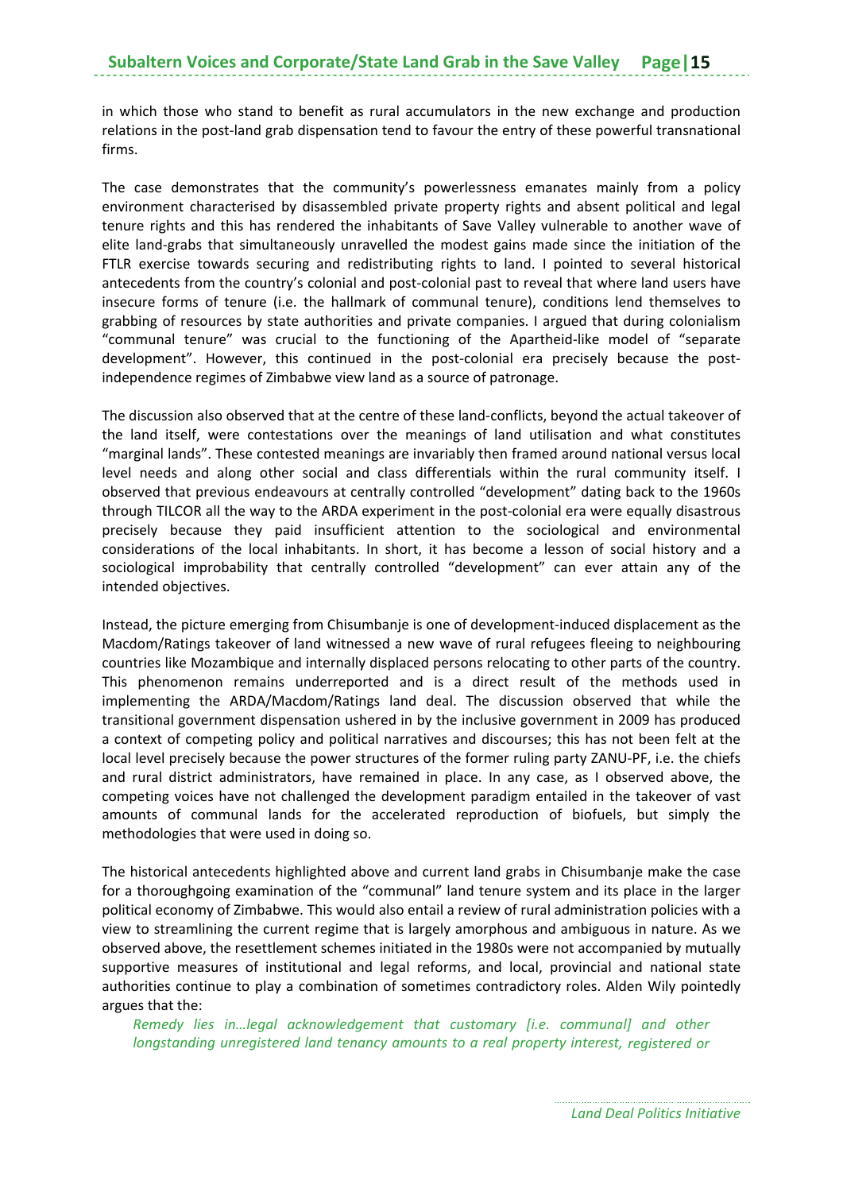in which those who stand to benefit as rural accumulators in the new exchange and production relations in the post-land grab dispensation tend to favour the entry of these powerful transnational firms.

The case demonstrates that the community's powerlessness emanates mainly from a policy environment characterised by disassembled private property rights and absent political and legal tenure rights and this has rendered the inhabitants of Save Valley vulnerable to another wave of elite land-grabs that simultaneously unravelled the modest gains made since the initiation of the FTLR exercise towards securing and redistributing rights to land. I pointed to several historical antecedents from the country's colonial and post-colonial past to reveal that where land users have insecure forms of tenure (i.e. the hallmark of communal tenure), conditions lend themselves to grabbing of resources by state authorities and private companies. I argued that during colonialism "communal tenure" was crucial to the functioning of the Apartheid-like model of "separate development". However, this continued in the post-colonial era precisely because the post-independence regimes of Zimbabwe view land as a source of patronage.

The discussion also observed that at the centre of these land-conflicts, beyond the actual takeover of the land itself, were contestations over the meanings of land utilisation and what constitutes "marginal lands". These contested meanings are invariably then framed around national versus local level needs and along other social and class differentials within the rural community itself. I observed that previous endeavours at centrally controlled "development" dating back to the 1960s through TILCOR all the way to the ARDA experiment in the post-colonial era were equally disastrous precisely because they paid insufficient attention to the sociological and environmental considerations of the local inhabitants. In short, it has become a lesson of social history and a sociological improbability that centrally controlled "development" can ever attain any of the intended objectives.

Instead, the picture emerging from Chisumbanje is one of development-induced displacement as the Macdom/Ratings takeover of land witnessed a new wave of rural refugees fleeing to neighbouring countries like Mozambique and internally displaced persons relocating to other parts of the country. This phenomenon remains underreported and is a direct result of the methods used in implementing the ARDA/Macdom/Ratings land deal. The discussion observed that while the transitional government dispensation ushered in by the inclusive government in 2009 has produced a context of competing policy and political narratives and discourses; this has not been felt at the local level precisely because the power structures of the former ruling party ZANU-PF, i.e. the chiefs and rural district administrators, have remained in place. In any case, as I observed above, the competing voices have not challenged the development paradigm entailed in the takeover of vast amounts of communal lands for the accelerated reproduction of biofuels, but simply the methodologies that were used in doing so.

The historical antecedents highlighted above and current land grabs in Chisumbanje make the case for a thoroughgoing examination of the "communal" land tenure system and its place in the larger political economy of Zimbabwe. This would also entail a review of rural administration policies with a view to streamlining the current regime that is largely amorphous and ambiguous in nature. As we observed above, the resettlement schemes initiated in the 1980s were not accompanied by mutually supportive measures of institutional and legal reforms, and local, provincial and national state authorities continue to play a combination of sometimes contradictory roles. Alden Wily pointedly argues that the:

> *Remedy lies in…legal acknowledgement that customary [i.e. communal] and other longstanding unregistered land tenancy amounts to a real property interest, registered or*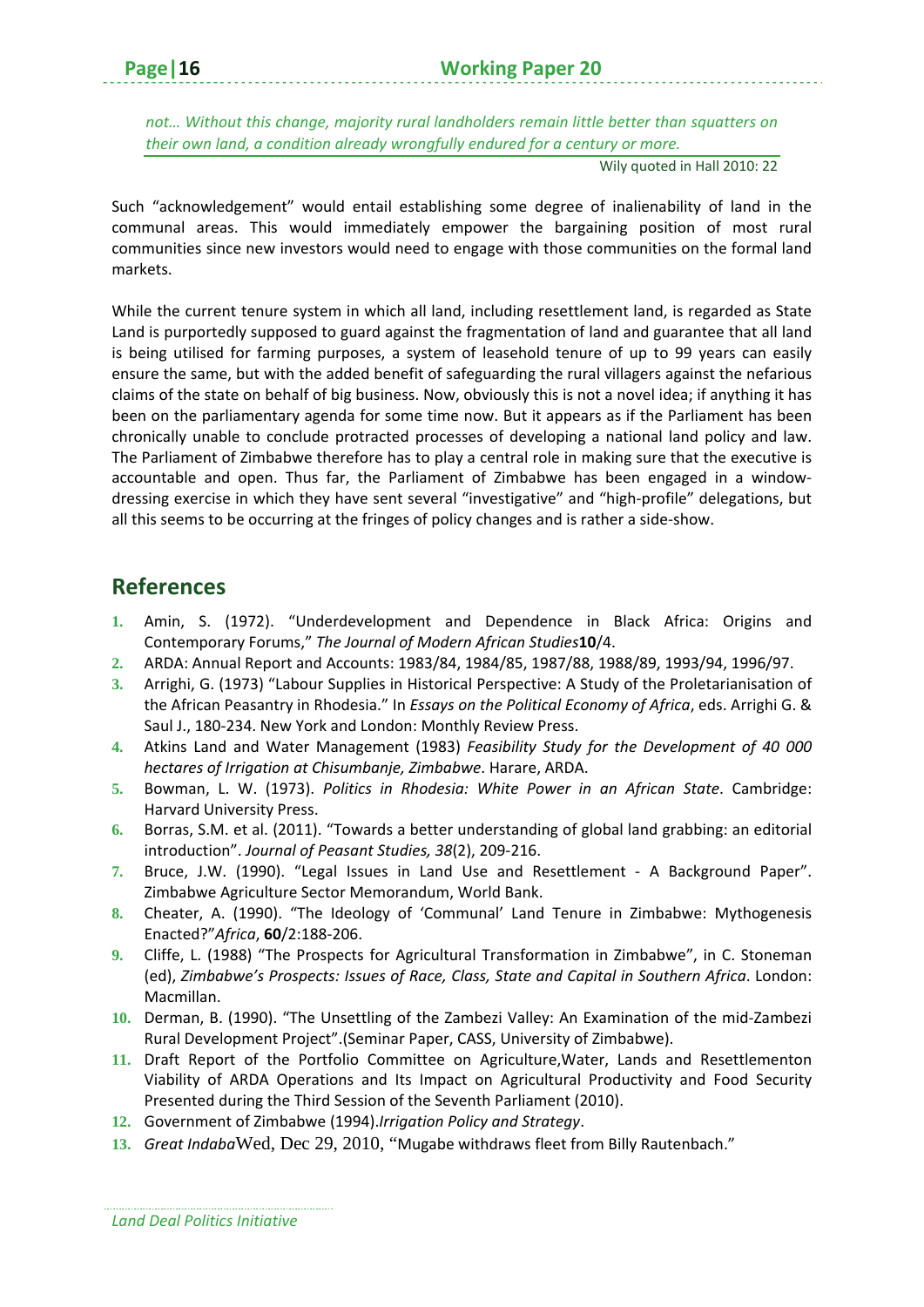*not… Without this change, majority rural landholders remain little better than squatters on their own land, a condition already wrongfully endured for a century or more.*

Wily quoted in Hall 2010: 22

Such "acknowledgement" would entail establishing some degree of inalienability of land in the communal areas. This would immediately empower the bargaining position of most rural communities since new investors would need to engage with those communities on the formal land markets.

While the current tenure system in which all land, including resettlement land, is regarded as State Land is purportedly supposed to guard against the fragmentation of land and guarantee that all land is being utilised for farming purposes, a system of leasehold tenure of up to 99 years can easily ensure the same, but with the added benefit of safeguarding the rural villagers against the nefarious claims of the state on behalf of big business. Now, obviously this is not a novel idea; if anything it has been on the parliamentary agenda for some time now. But it appears as if the Parliament has been chronically unable to conclude protracted processes of developing a national land policy and law. The Parliament of Zimbabwe therefore has to play a central role in making sure that the executive is accountable and open. Thus far, the Parliament of Zimbabwe has been engaged in a window-dressing exercise in which they have sent several "investigative" and "high-profile" delegations, but all this seems to be occurring at the fringes of policy changes and is rather a side-show.

## References

1. Amin, S. (1972). "Underdevelopment and Dependence in Black Africa: Origins and Contemporary Forums," *The Journal of Modern African Studies* **10**/4.
2. ARDA: Annual Report and Accounts: 1983/84, 1984/85, 1987/88, 1988/89, 1993/94, 1996/97.
3. Arrighi, G. (1973) "Labour Supplies in Historical Perspective: A Study of the Proletarianisation of the African Peasantry in Rhodesia." In *Essays on the Political Economy of Africa*, eds. Arrighi G. & Saul J., 180-234. New York and London: Monthly Review Press.
4. Atkins Land and Water Management (1983) *Feasibility Study for the Development of 40 000 hectares of Irrigation at Chisumbanje, Zimbabwe*. Harare, ARDA.
5. Bowman, L. W. (1973). *Politics in Rhodesia: White Power in an African State*. Cambridge: Harvard University Press.
6. Borras, S.M. et al. (2011). "Towards a better understanding of global land grabbing: an editorial introduction". *Journal of Peasant Studies, 38*(2), 209-216.
7. Bruce, J.W. (1990). "Legal Issues in Land Use and Resettlement - A Background Paper". Zimbabwe Agriculture Sector Memorandum, World Bank.
8. Cheater, A. (1990). "The Ideology of 'Communal' Land Tenure in Zimbabwe: Mythogenesis Enacted?" *Africa*, **60**/2:188-206.
9. Cliffe, L. (1988) "The Prospects for Agricultural Transformation in Zimbabwe", in C. Stoneman (ed), *Zimbabwe's Prospects: Issues of Race, Class, State and Capital in Southern Africa*. London: Macmillan.
10. Derman, B. (1990). "The Unsettling of the Zambezi Valley: An Examination of the mid-Zambezi Rural Development Project".(Seminar Paper, CASS, University of Zimbabwe).
11. Draft Report of the Portfolio Committee on Agriculture,Water, Lands and Resettlementon Viability of ARDA Operations and Its Impact on Agricultural Productivity and Food Security Presented during the Third Session of the Seventh Parliament (2010).
12. Government of Zimbabwe (1994).*Irrigation Policy and Strategy*.
13. *Great Indaba* Wed, Dec 29, 2010, "Mugabe withdraws fleet from Billy Rautenbach."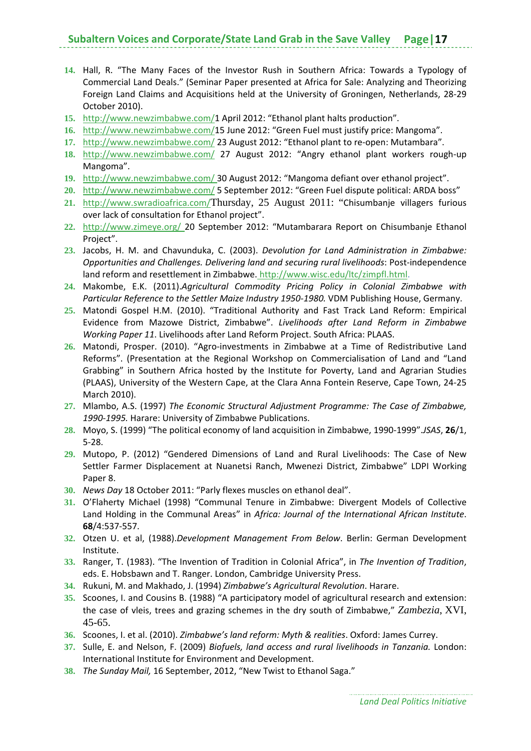14. Hall, R. "The Many Faces of the Investor Rush in Southern Africa: Towards a Typology of Commercial Land Deals." (Seminar Paper presented at Africa for Sale: Analyzing and Theorizing Foreign Land Claims and Acquisitions held at the University of Groningen, Netherlands, 28-29 October 2010).
15. http://www.newzimbabwe.com/1 April 2012: "Ethanol plant halts production".
16. http://www.newzimbabwe.com/15 June 2012: "Green Fuel must justify price: Mangoma".
17. http://www.newzimbabwe.com/ 23 August 2012: "Ethanol plant to re-open: Mutambara".
18. http://www.newzimbabwe.com/ 27 August 2012: "Angry ethanol plant workers rough-up Mangoma".
19. http://www.newzimbabwe.com/ 30 August 2012: "Mangoma defiant over ethanol project".
20. http://www.newzimbabwe.com/ 5 September 2012: "Green Fuel dispute political: ARDA boss"
21. http://www.swradioafrica.com/Thursday, 25 August 2011: "Chisumbanje villagers furious over lack of consultation for Ethanol project".
22. http://www.zimeye.org/ 20 September 2012: "Mutambarara Report on Chisumbanje Ethanol Project".
23. Jacobs, H. M. and Chavunduka, C. (2003). *Devolution for Land Administration in Zimbabwe: Opportunities and Challenges. Delivering land and securing rural livelihoods*: Post-independence land reform and resettlement in Zimbabwe. http://www.wisc.edu/ltc/zimpfl.html.
24. Makombe, E.K. (2011).*Agricultural Commodity Pricing Policy in Colonial Zimbabwe with Particular Reference to the Settler Maize Industry 1950-1980.* VDM Publishing House, Germany.
25. Matondi Gospel H.M. (2010). "Traditional Authority and Fast Track Land Reform: Empirical Evidence from Mazowe District, Zimbabwe". *Livelihoods after Land Reform in Zimbabwe Working Paper 11*. Livelihoods after Land Reform Project. South Africa: PLAAS.
26. Matondi, Prosper. (2010). "Agro-investments in Zimbabwe at a Time of Redistributive Land Reforms". (Presentation at the Regional Workshop on Commercialisation of Land and "Land Grabbing" in Southern Africa hosted by the Institute for Poverty, Land and Agrarian Studies (PLAAS), University of the Western Cape, at the Clara Anna Fontein Reserve, Cape Town, 24-25 March 2010).
27. Mlambo, A.S. (1997) *The Economic Structural Adjustment Programme: The Case of Zimbabwe, 1990-1995.* Harare: University of Zimbabwe Publications.
28. Moyo, S. (1999) "The political economy of land acquisition in Zimbabwe, 1990-1999".*JSAS*, **26**/1, 5-28.
29. Mutopo, P. (2012) "Gendered Dimensions of Land and Rural Livelihoods: The Case of New Settler Farmer Displacement at Nuanetsi Ranch, Mwenezi District, Zimbabwe" LDPI Working Paper 8.
30. *News Day* 18 October 2011: "Parly flexes muscles on ethanol deal".
31. O'Flaherty Michael (1998) "Communal Tenure in Zimbabwe: Divergent Models of Collective Land Holding in the Communal Areas" in *Africa: Journal of the International African Institute*. **68**/4:537-557.
32. Otzen U. et al, (1988).*Development Management From Below*. Berlin: German Development Institute.
33. Ranger, T. (1983). "The Invention of Tradition in Colonial Africa", in *The Invention of Tradition*, eds. E. Hobsbawn and T. Ranger. London, Cambridge University Press.
34. Rukuni, M. and Makhado, J. (1994) *Zimbabwe's Agricultural Revolution*. Harare.
35. Scoones, I. and Cousins B. (1988) "A participatory model of agricultural research and extension: the case of vleis, trees and grazing schemes in the dry south of Zimbabwe," *Zambezia*, XVI, 45-65.
36. Scoones, I. et al. (2010). *Zimbabwe's land reform: Myth & realities*. Oxford: James Currey.
37. Sulle, E. and Nelson, F. (2009) *Biofuels, land access and rural livelihoods in Tanzania.* London: International Institute for Environment and Development.
38. *The Sunday Mail,* 16 September, 2012, "New Twist to Ethanol Saga."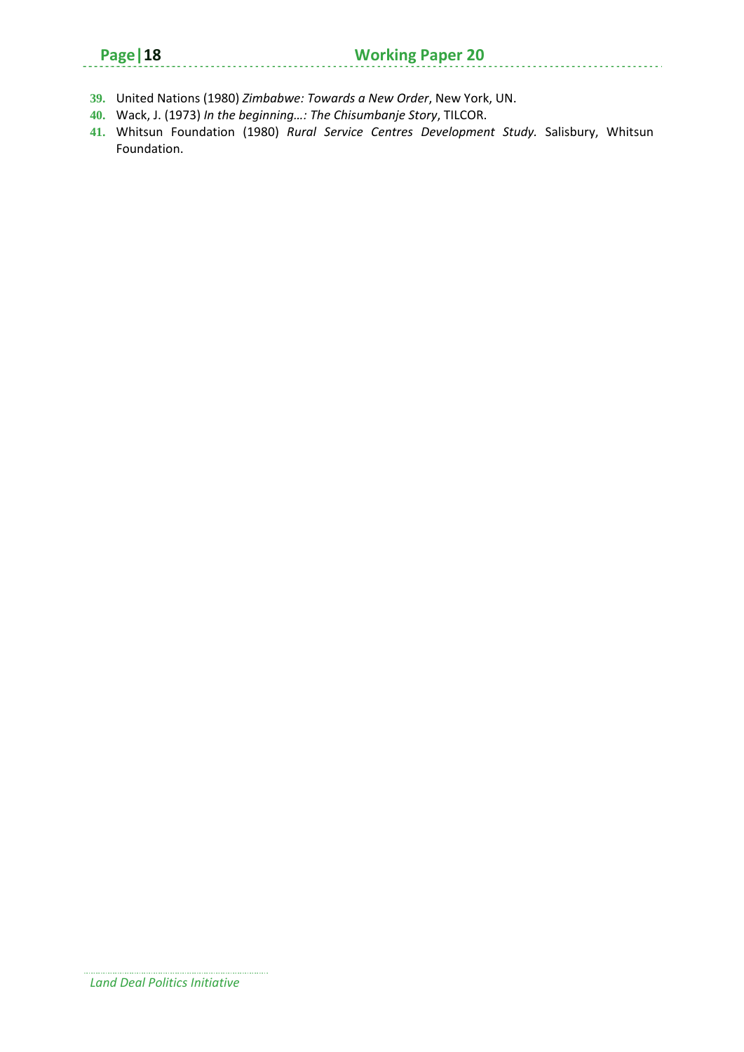39. United Nations (1980) *Zimbabwe: Towards a New Order*, New York, UN.
40. Wack, J. (1973) *In the beginning…: The Chisumbanje Story*, TILCOR.
41. Whitsun Foundation (1980) *Rural Service Centres Development Study.* Salisbury, Whitsun Foundation.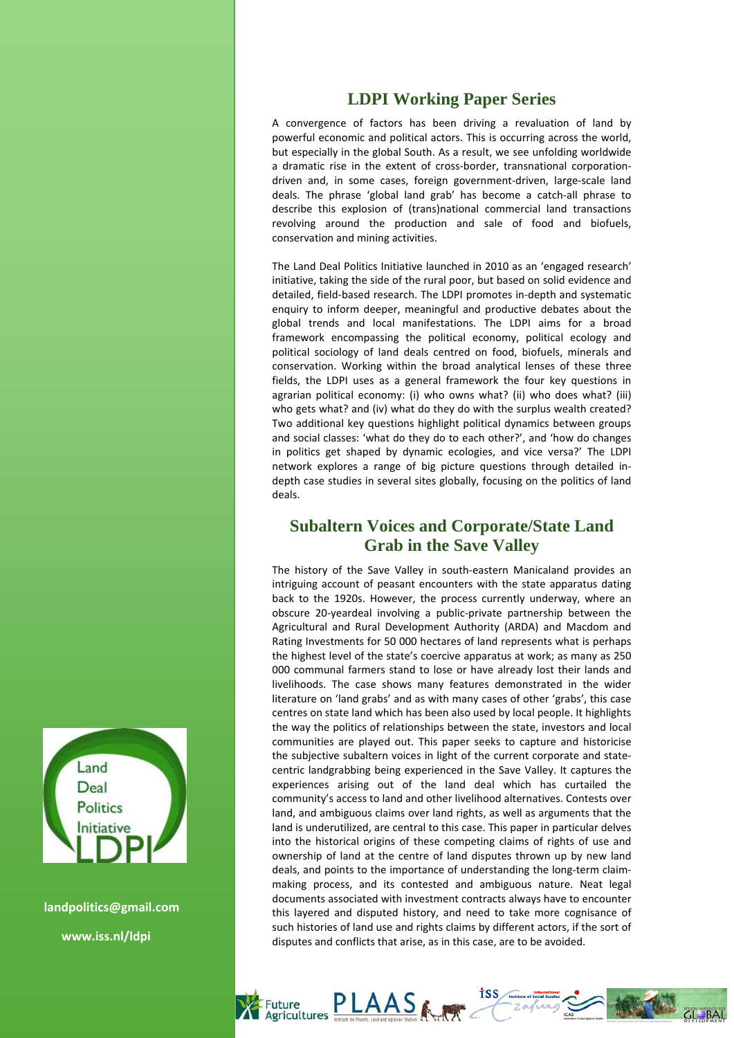## LDPI Working Paper Series

A convergence of factors has been driving a revaluation of land by powerful economic and political actors. This is occurring across the world, but especially in the global South. As a result, we see unfolding worldwide a dramatic rise in the extent of cross-border, transnational corporation-driven and, in some cases, foreign government-driven, large-scale land deals. The phrase 'global land grab' has become a catch-all phrase to describe this explosion of (trans)national commercial land transactions revolving around the production and sale of food and biofuels, conservation and mining activities.

The Land Deal Politics Initiative launched in 2010 as an 'engaged research' initiative, taking the side of the rural poor, but based on solid evidence and detailed, field-based research. The LDPI promotes in-depth and systematic enquiry to inform deeper, meaningful and productive debates about the global trends and local manifestations. The LDPI aims for a broad framework encompassing the political economy, political ecology and political sociology of land deals centred on food, biofuels, minerals and conservation. Working within the broad analytical lenses of these three fields, the LDPI uses as a general framework the four key questions in agrarian political economy: (i) who owns what? (ii) who does what? (iii) who gets what? and (iv) what do they do with the surplus wealth created? Two additional key questions highlight political dynamics between groups and social classes: 'what do they do to each other?', and 'how do changes in politics get shaped by dynamic ecologies, and vice versa?' The LDPI network explores a range of big picture questions through detailed in-depth case studies in several sites globally, focusing on the politics of land deals.

## Subaltern Voices and Corporate/State Land Grab in the Save Valley

The history of the Save Valley in south-eastern Manicaland provides an intriguing account of peasant encounters with the state apparatus dating back to the 1920s. However, the process currently underway, where an obscure 20-yeardeal involving a public-private partnership between the Agricultural and Rural Development Authority (ARDA) and Macdom and Rating Investments for 50 000 hectares of land represents what is perhaps the highest level of the state's coercive apparatus at work; as many as 250 000 communal farmers stand to lose or have already lost their lands and livelihoods. The case shows many features demonstrated in the wider literature on 'land grabs' and as with many cases of other 'grabs', this case centres on state land which has been also used by local people. It highlights the way the politics of relationships between the state, investors and local communities are played out. This paper seeks to capture and historicise the subjective subaltern voices in light of the current corporate and state-centric landgrabbing being experienced in the Save Valley. It captures the experiences arising out of the land deal which has curtailed the community's access to land and other livelihood alternatives. Contests over land, and ambiguous claims over land rights, as well as arguments that the land is underutilized, are central to this case. This paper in particular delves into the historical origins of these competing claims of rights of use and ownership of land at the centre of land disputes thrown up by new land deals, and points to the importance of understanding the long-term claim-making process, and its contested and ambiguous nature. Neat legal documents associated with investment contracts always have to encounter this layered and disputed history, and need to take more cognisance of such histories of land use and rights claims by different actors, if the sort of disputes and conflicts that arise, as in this case, are to be avoided.

Land Deal Politics Initiative LDPI

**landpolitics@gmail.com**

**www.iss.nl/ldpi**